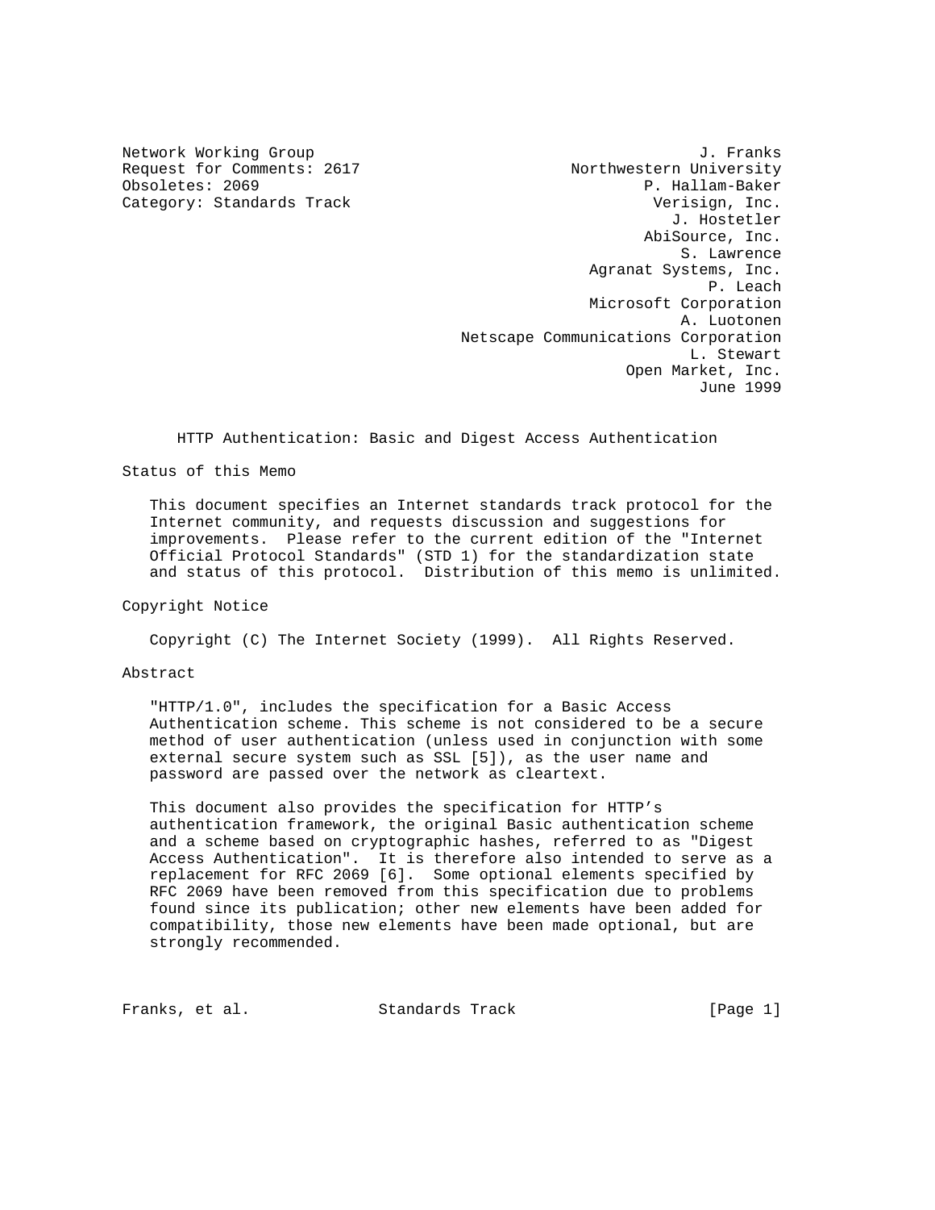Network Working Group J. Franks
Request for Comments: 2617 Northwestern University
Obsoletes: 2069 P. Hallam-Baker
Category: Standards Track Verisign, Inc.
J. Hostetler
AbiSource, Inc.
S. Lawrence
Agranat Systems, Inc.
P. Leach
Microsoft Corporation
A. Luotonen
Netscape Communications Corporation
L. Stewart
Open Market, Inc.
June 1999

# HTTP Authentication: Basic and Digest Access Authentication

## Status of this Memo

This document specifies an Internet standards track protocol for the Internet community, and requests discussion and suggestions for improvements. Please refer to the current edition of the "Internet Official Protocol Standards" (STD 1) for the standardization state and status of this protocol. Distribution of this memo is unlimited.

## Copyright Notice

Copyright (C) The Internet Society (1999). All Rights Reserved.

## Abstract

"HTTP/1.0", includes the specification for a Basic Access Authentication scheme. This scheme is not considered to be a secure method of user authentication (unless used in conjunction with some external secure system such as SSL [5]), as the user name and password are passed over the network as cleartext.

This document also provides the specification for HTTP's authentication framework, the original Basic authentication scheme and a scheme based on cryptographic hashes, referred to as "Digest Access Authentication". It is therefore also intended to serve as a replacement for RFC 2069 [6]. Some optional elements specified by RFC 2069 have been removed from this specification due to problems found since its publication; other new elements have been added for compatibility, those new elements have been made optional, but are strongly recommended.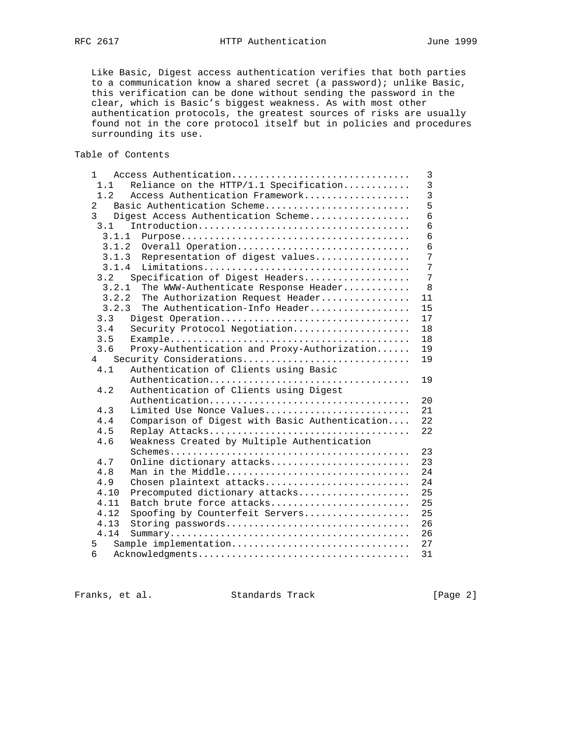Like Basic, Digest access authentication verifies that both parties to a communication know a shared secret (a password); unlike Basic, this verification can be done without sending the password in the clear, which is Basic's biggest weakness. As with most other authentication protocols, the greatest sources of risks are usually found not in the core protocol itself but in policies and procedures surrounding its use.

## Table of Contents

```
   1   Access Authentication................................   3
    1.1   Reliance on the HTTP/1.1 Specification............   3
    1.2   Access Authentication Framework...................   3
   2   Basic Authentication Scheme..........................   5
   3   Digest Access Authentication Scheme..................   6
    3.1   Introduction......................................   6
     3.1.1  Purpose.........................................   6
     3.1.2  Overall Operation...............................   6
     3.1.3  Representation of digest values.................   7
     3.1.4  Limitations.....................................   7
    3.2   Specification of Digest Headers...................   7
     3.2.1  The WWW-Authenticate Response Header............   8
     3.2.2  The Authorization Request Header................  11
     3.2.3  The Authentication-Info Header..................  15
    3.3   Digest Operation..................................  17
    3.4   Security Protocol Negotiation.....................  18
    3.5   Example...........................................  18
    3.6   Proxy-Authentication and Proxy-Authorization......  19
   4   Security Considerations..............................  19
    4.1   Authentication of Clients using Basic
          Authentication....................................  19
    4.2   Authentication of Clients using Digest
          Authentication....................................  20
    4.3   Limited Use Nonce Values..........................  21
    4.4   Comparison of Digest with Basic Authentication....  22
    4.5   Replay Attacks....................................  22
    4.6   Weakness Created by Multiple Authentication
          Schemes...........................................  23
    4.7   Online dictionary attacks.........................  23
    4.8   Man in the Middle.................................  24
    4.9   Chosen plaintext attacks..........................  24
    4.10  Precomputed dictionary attacks....................  25
    4.11  Batch brute force attacks.........................  25
    4.12  Spoofing by Counterfeit Servers...................  25
    4.13  Storing passwords.................................  26
    4.14  Summary...........................................  26
   5   Sample implementation................................  27
   6   Acknowledgments......................................  31
```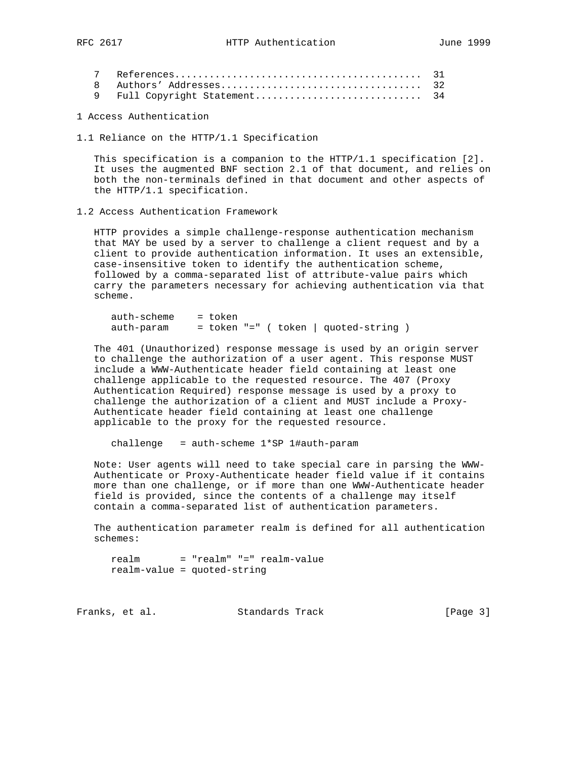7   References.......................................... 31
8   Authors' Addresses.................................. 32
9   Full Copyright Statement............................ 34

# 1 Access Authentication

## 1.1 Reliance on the HTTP/1.1 Specification

This specification is a companion to the HTTP/1.1 specification [2]. It uses the augmented BNF section 2.1 of that document, and relies on both the non-terminals defined in that document and other aspects of the HTTP/1.1 specification.

## 1.2 Access Authentication Framework

HTTP provides a simple challenge-response authentication mechanism that MAY be used by a server to challenge a client request and by a client to provide authentication information. It uses an extensible, case-insensitive token to identify the authentication scheme, followed by a comma-separated list of attribute-value pairs which carry the parameters necessary for achieving authentication via that scheme.

```
auth-scheme    = token
auth-param     = token "=" ( token | quoted-string )
```

The 401 (Unauthorized) response message is used by an origin server to challenge the authorization of a user agent. This response MUST include a WWW-Authenticate header field containing at least one challenge applicable to the requested resource. The 407 (Proxy Authentication Required) response message is used by a proxy to challenge the authorization of a client and MUST include a Proxy-Authenticate header field containing at least one challenge applicable to the proxy for the requested resource.

```
challenge   = auth-scheme 1*SP 1#auth-param
```

Note: User agents will need to take special care in parsing the WWW-Authenticate or Proxy-Authenticate header field value if it contains more than one challenge, or if more than one WWW-Authenticate header field is provided, since the contents of a challenge may itself contain a comma-separated list of authentication parameters.

The authentication parameter realm is defined for all authentication schemes:

```
realm       = "realm" "=" realm-value
realm-value = quoted-string
```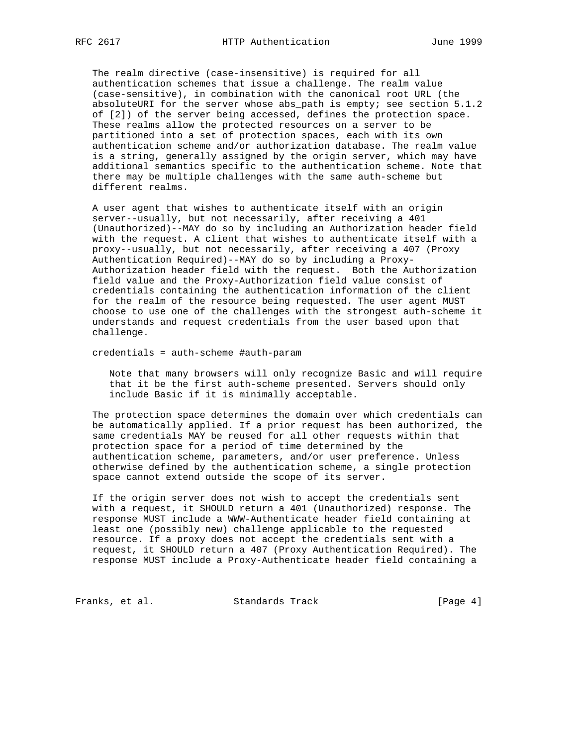The realm directive (case-insensitive) is required for all authentication schemes that issue a challenge. The realm value (case-sensitive), in combination with the canonical root URL (the absoluteURI for the server whose abs_path is empty; see section 5.1.2 of [2]) of the server being accessed, defines the protection space. These realms allow the protected resources on a server to be partitioned into a set of protection spaces, each with its own authentication scheme and/or authorization database. The realm value is a string, generally assigned by the origin server, which may have additional semantics specific to the authentication scheme. Note that there may be multiple challenges with the same auth-scheme but different realms.

A user agent that wishes to authenticate itself with an origin server--usually, but not necessarily, after receiving a 401 (Unauthorized)--MAY do so by including an Authorization header field with the request. A client that wishes to authenticate itself with a proxy--usually, but not necessarily, after receiving a 407 (Proxy Authentication Required)--MAY do so by including a Proxy-Authorization header field with the request. Both the Authorization field value and the Proxy-Authorization field value consist of credentials containing the authentication information of the client for the realm of the resource being requested. The user agent MUST choose to use one of the challenges with the strongest auth-scheme it understands and request credentials from the user based upon that challenge.

```
credentials = auth-scheme #auth-param
```

> Note that many browsers will only recognize Basic and will require that it be the first auth-scheme presented. Servers should only include Basic if it is minimally acceptable.

The protection space determines the domain over which credentials can be automatically applied. If a prior request has been authorized, the same credentials MAY be reused for all other requests within that protection space for a period of time determined by the authentication scheme, parameters, and/or user preference. Unless otherwise defined by the authentication scheme, a single protection space cannot extend outside the scope of its server.

If the origin server does not wish to accept the credentials sent with a request, it SHOULD return a 401 (Unauthorized) response. The response MUST include a WWW-Authenticate header field containing at least one (possibly new) challenge applicable to the requested resource. If a proxy does not accept the credentials sent with a request, it SHOULD return a 407 (Proxy Authentication Required). The response MUST include a Proxy-Authenticate header field containing a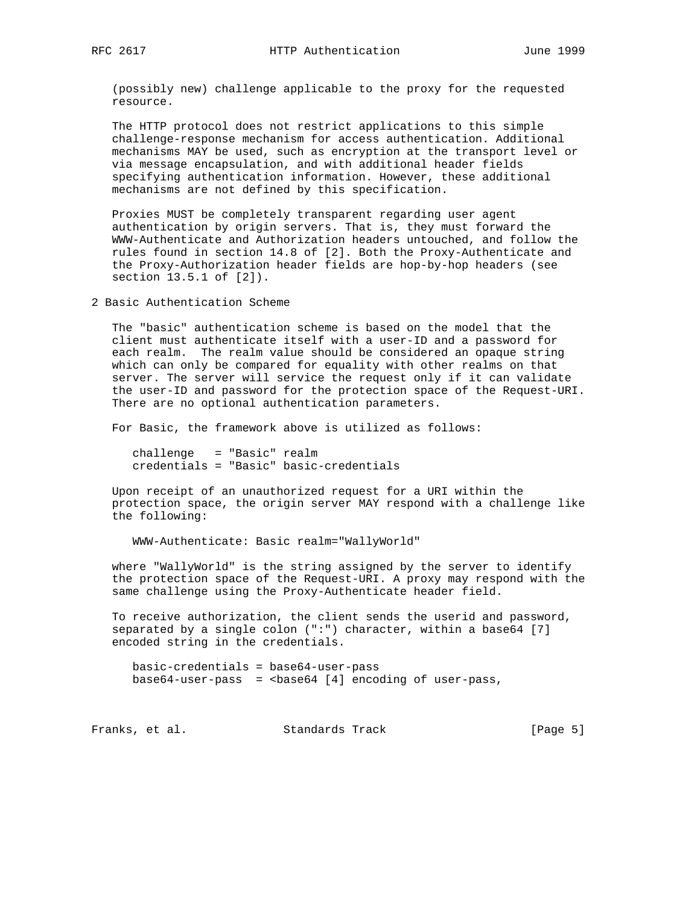(possibly new) challenge applicable to the proxy for the requested resource.

The HTTP protocol does not restrict applications to this simple challenge-response mechanism for access authentication. Additional mechanisms MAY be used, such as encryption at the transport level or via message encapsulation, and with additional header fields specifying authentication information. However, these additional mechanisms are not defined by this specification.

Proxies MUST be completely transparent regarding user agent authentication by origin servers. That is, they must forward the WWW-Authenticate and Authorization headers untouched, and follow the rules found in section 14.8 of [2]. Both the Proxy-Authenticate and the Proxy-Authorization header fields are hop-by-hop headers (see section 13.5.1 of [2]).

## 2 Basic Authentication Scheme

The "basic" authentication scheme is based on the model that the client must authenticate itself with a user-ID and a password for each realm. The realm value should be considered an opaque string which can only be compared for equality with other realms on that server. The server will service the request only if it can validate the user-ID and password for the protection space of the Request-URI. There are no optional authentication parameters.

For Basic, the framework above is utilized as follows:

```
challenge   = "Basic" realm
credentials = "Basic" basic-credentials
```

Upon receipt of an unauthorized request for a URI within the protection space, the origin server MAY respond with a challenge like the following:

```
WWW-Authenticate: Basic realm="WallyWorld"
```

where "WallyWorld" is the string assigned by the server to identify the protection space of the Request-URI. A proxy may respond with the same challenge using the Proxy-Authenticate header field.

To receive authorization, the client sends the userid and password, separated by a single colon (":") character, within a base64 [7] encoded string in the credentials.

```
basic-credentials = base64-user-pass
base64-user-pass  = <base64 [4] encoding of user-pass,
```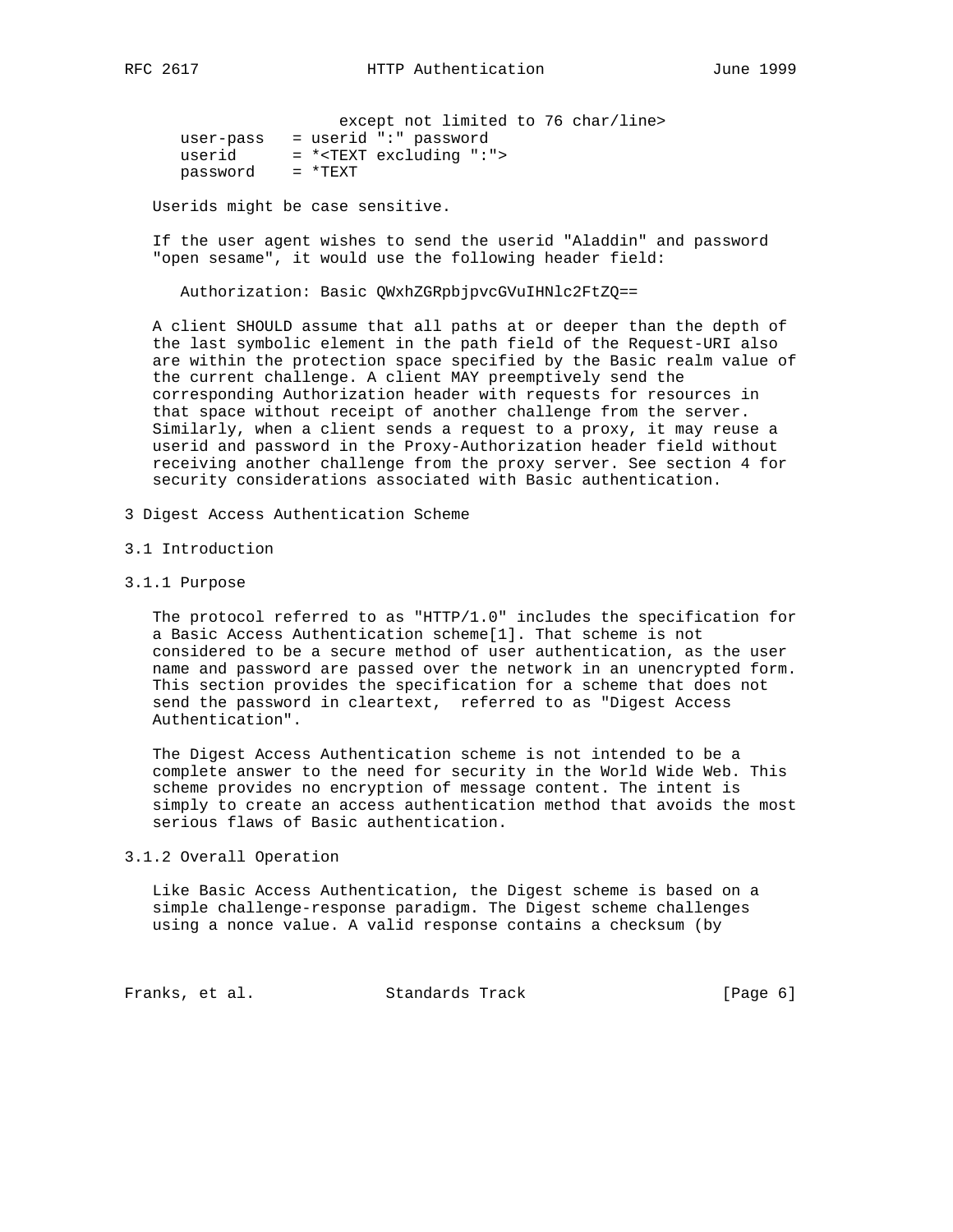```
                    except not limited to 76 char/line>
   user-pass   = userid ":" password
   userid      = *<TEXT excluding ":">
   password    = *TEXT
```

Userids might be case sensitive.

If the user agent wishes to send the userid "Aladdin" and password "open sesame", it would use the following header field:

```
   Authorization: Basic QWxhZGRpbjpvcGVuIHNlc2FtZQ==
```

A client SHOULD assume that all paths at or deeper than the depth of the last symbolic element in the path field of the Request-URI also are within the protection space specified by the Basic realm value of the current challenge. A client MAY preemptively send the corresponding Authorization header with requests for resources in that space without receipt of another challenge from the server. Similarly, when a client sends a request to a proxy, it may reuse a userid and password in the Proxy-Authorization header field without receiving another challenge from the proxy server. See section 4 for security considerations associated with Basic authentication.

## 3 Digest Access Authentication Scheme

### 3.1 Introduction

#### 3.1.1 Purpose

The protocol referred to as "HTTP/1.0" includes the specification for a Basic Access Authentication scheme[1]. That scheme is not considered to be a secure method of user authentication, as the user name and password are passed over the network in an unencrypted form. This section provides the specification for a scheme that does not send the password in cleartext,  referred to as "Digest Access Authentication".

The Digest Access Authentication scheme is not intended to be a complete answer to the need for security in the World Wide Web. This scheme provides no encryption of message content. The intent is simply to create an access authentication method that avoids the most serious flaws of Basic authentication.

#### 3.1.2 Overall Operation

Like Basic Access Authentication, the Digest scheme is based on a simple challenge-response paradigm. The Digest scheme challenges using a nonce value. A valid response contains a checksum (by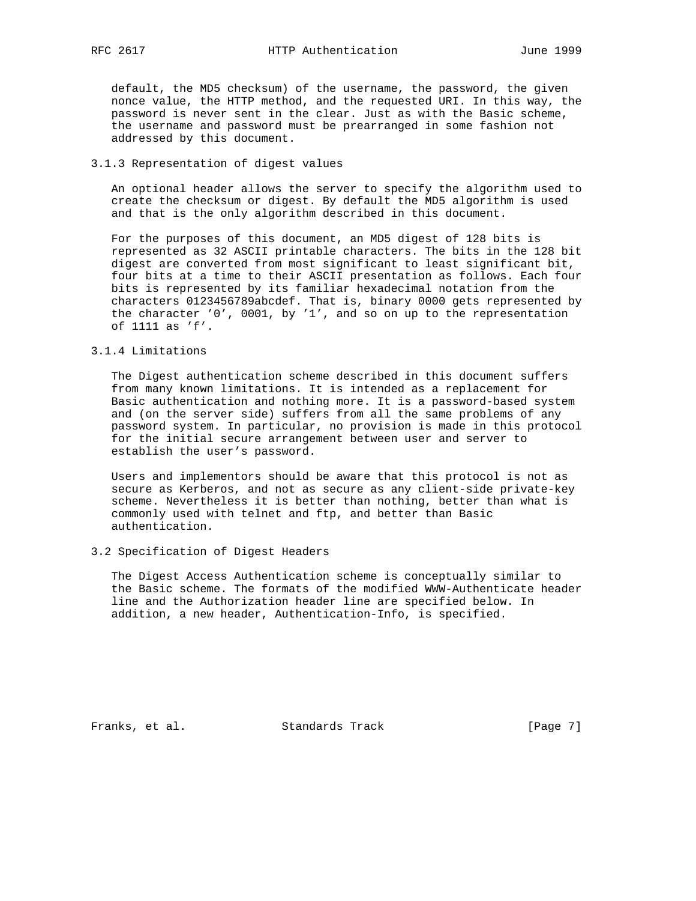default, the MD5 checksum) of the username, the password, the given nonce value, the HTTP method, and the requested URI. In this way, the password is never sent in the clear. Just as with the Basic scheme, the username and password must be prearranged in some fashion not addressed by this document.

### 3.1.3 Representation of digest values

An optional header allows the server to specify the algorithm used to create the checksum or digest. By default the MD5 algorithm is used and that is the only algorithm described in this document.

For the purposes of this document, an MD5 digest of 128 bits is represented as 32 ASCII printable characters. The bits in the 128 bit digest are converted from most significant to least significant bit, four bits at a time to their ASCII presentation as follows. Each four bits is represented by its familiar hexadecimal notation from the characters 0123456789abcdef. That is, binary 0000 gets represented by the character '0', 0001, by '1', and so on up to the representation of 1111 as 'f'.

### 3.1.4 Limitations

The Digest authentication scheme described in this document suffers from many known limitations. It is intended as a replacement for Basic authentication and nothing more. It is a password-based system and (on the server side) suffers from all the same problems of any password system. In particular, no provision is made in this protocol for the initial secure arrangement between user and server to establish the user's password.

Users and implementors should be aware that this protocol is not as secure as Kerberos, and not as secure as any client-side private-key scheme. Nevertheless it is better than nothing, better than what is commonly used with telnet and ftp, and better than Basic authentication.

## 3.2 Specification of Digest Headers

The Digest Access Authentication scheme is conceptually similar to the Basic scheme. The formats of the modified WWW-Authenticate header line and the Authorization header line are specified below. In addition, a new header, Authentication-Info, is specified.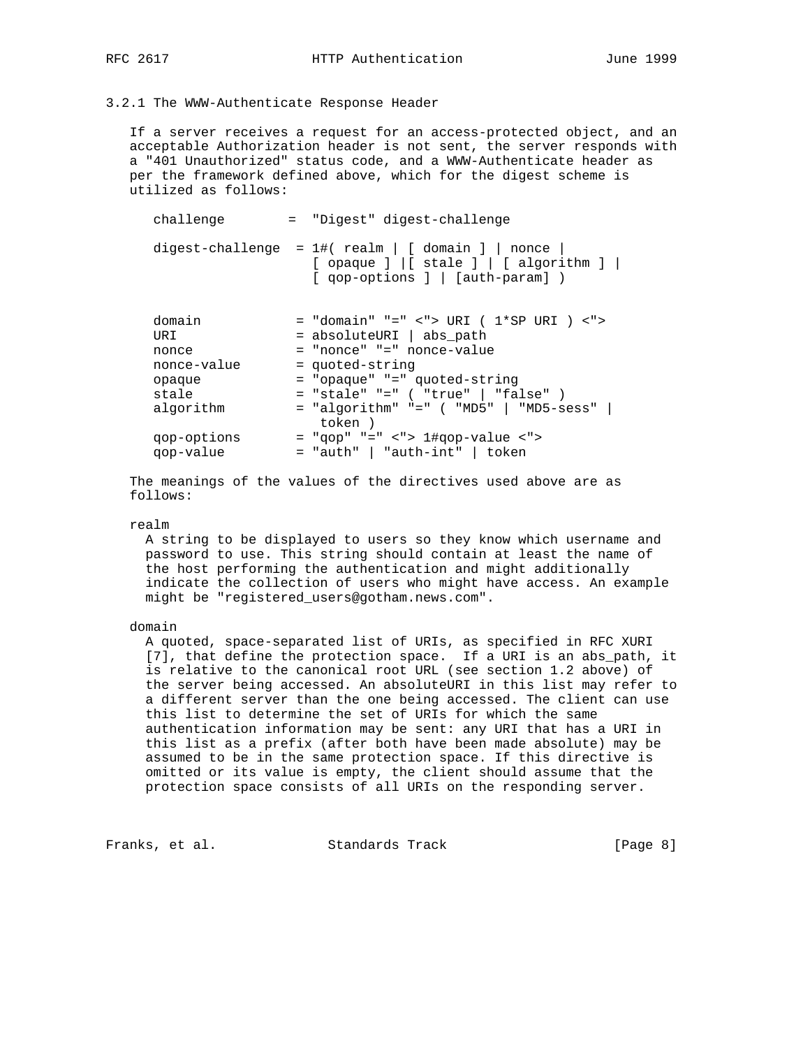### 3.2.1 The WWW-Authenticate Response Header

If a server receives a request for an access-protected object, and an acceptable Authorization header is not sent, the server responds with a "401 Unauthorized" status code, and a WWW-Authenticate header as per the framework defined above, which for the digest scheme is utilized as follows:

```
challenge        =  "Digest" digest-challenge

digest-challenge  = 1#( realm | [ domain ] | nonce |
                    [ opaque ] |[ stale ] | [ algorithm ] |
                    [ qop-options ] | [auth-param] )


domain            = "domain" "=" <"> URI ( 1*SP URI ) <">
URI               = absoluteURI | abs_path
nonce             = "nonce" "=" nonce-value
nonce-value       = quoted-string
opaque            = "opaque" "=" quoted-string
stale             = "stale" "=" ( "true" | "false" )
algorithm         = "algorithm" "=" ( "MD5" | "MD5-sess" |
                     token )
qop-options       = "qop" "=" <"> 1#qop-value <">
qop-value         = "auth" | "auth-int" | token
```

The meanings of the values of the directives used above are as follows:

realm

A string to be displayed to users so they know which username and password to use. This string should contain at least the name of the host performing the authentication and might additionally indicate the collection of users who might have access. An example might be "registered_users@gotham.news.com".

domain

A quoted, space-separated list of URIs, as specified in RFC XURI [7], that define the protection space. If a URI is an abs_path, it is relative to the canonical root URL (see section 1.2 above) of the server being accessed. An absoluteURI in this list may refer to a different server than the one being accessed. The client can use this list to determine the set of URIs for which the same authentication information may be sent: any URI that has a URI in this list as a prefix (after both have been made absolute) may be assumed to be in the same protection space. If this directive is omitted or its value is empty, the client should assume that the protection space consists of all URIs on the responding server.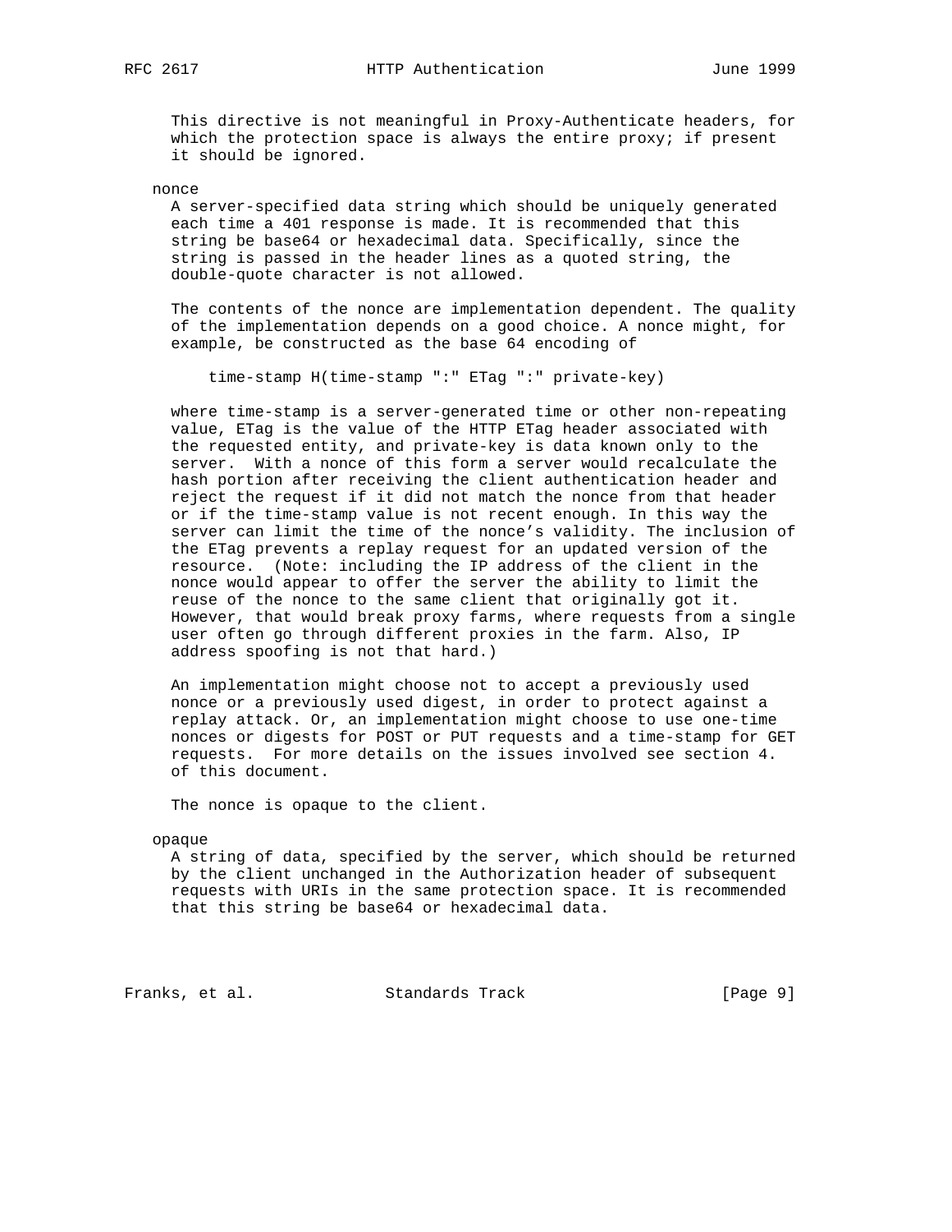This directive is not meaningful in Proxy-Authenticate headers, for which the protection space is always the entire proxy; if present it should be ignored.

nonce

A server-specified data string which should be uniquely generated each time a 401 response is made. It is recommended that this string be base64 or hexadecimal data. Specifically, since the string is passed in the header lines as a quoted string, the double-quote character is not allowed.

The contents of the nonce are implementation dependent. The quality of the implementation depends on a good choice. A nonce might, for example, be constructed as the base 64 encoding of

```
time-stamp H(time-stamp ":" ETag ":" private-key)
```

where time-stamp is a server-generated time or other non-repeating value, ETag is the value of the HTTP ETag header associated with the requested entity, and private-key is data known only to the server. With a nonce of this form a server would recalculate the hash portion after receiving the client authentication header and reject the request if it did not match the nonce from that header or if the time-stamp value is not recent enough. In this way the server can limit the time of the nonce's validity. The inclusion of the ETag prevents a replay request for an updated version of the resource. (Note: including the IP address of the client in the nonce would appear to offer the server the ability to limit the reuse of the nonce to the same client that originally got it. However, that would break proxy farms, where requests from a single user often go through different proxies in the farm. Also, IP address spoofing is not that hard.)

An implementation might choose not to accept a previously used nonce or a previously used digest, in order to protect against a replay attack. Or, an implementation might choose to use one-time nonces or digests for POST or PUT requests and a time-stamp for GET requests. For more details on the issues involved see section 4. of this document.

The nonce is opaque to the client.

opaque

A string of data, specified by the server, which should be returned by the client unchanged in the Authorization header of subsequent requests with URIs in the same protection space. It is recommended that this string be base64 or hexadecimal data.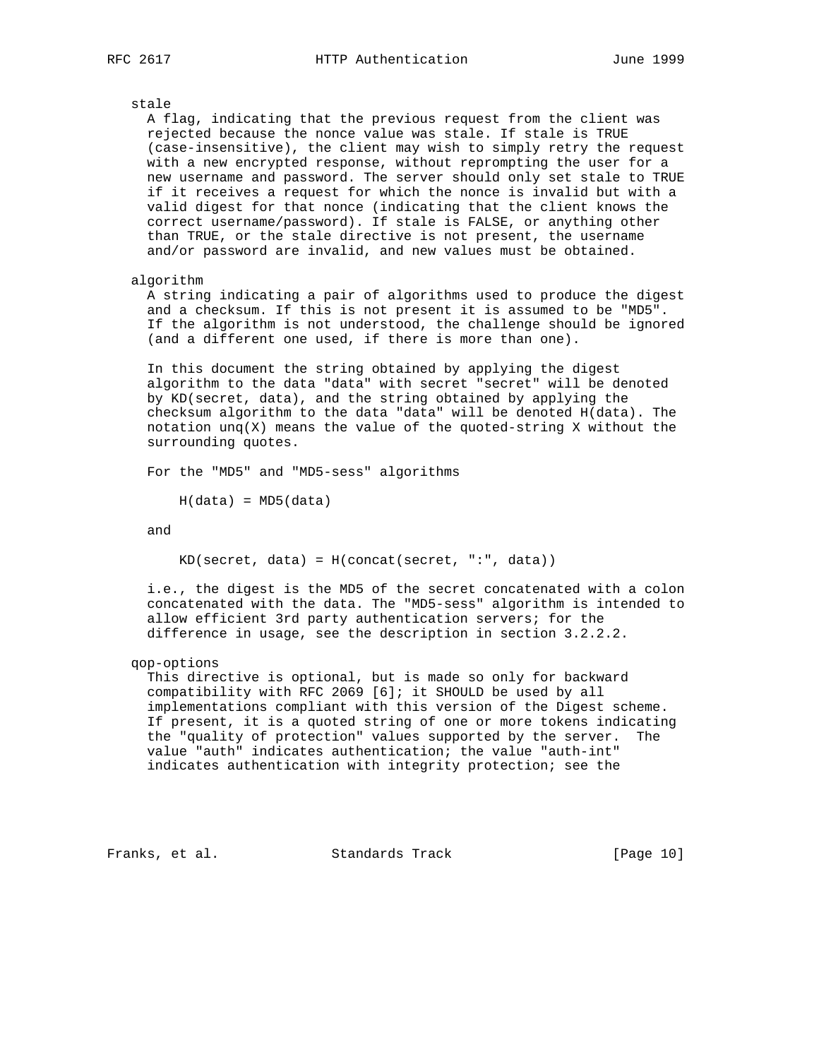stale
  A flag, indicating that the previous request from the client was rejected because the nonce value was stale. If stale is TRUE (case-insensitive), the client may wish to simply retry the request with a new encrypted response, without reprompting the user for a new username and password. The server should only set stale to TRUE if it receives a request for which the nonce is invalid but with a valid digest for that nonce (indicating that the client knows the correct username/password). If stale is FALSE, or anything other than TRUE, or the stale directive is not present, the username and/or password are invalid, and new values must be obtained.

algorithm
  A string indicating a pair of algorithms used to produce the digest and a checksum. If this is not present it is assumed to be "MD5". If the algorithm is not understood, the challenge should be ignored (and a different one used, if there is more than one).

  In this document the string obtained by applying the digest algorithm to the data "data" with secret "secret" will be denoted by KD(secret, data), and the string obtained by applying the checksum algorithm to the data "data" will be denoted H(data). The notation unq(X) means the value of the quoted-string X without the surrounding quotes.

  For the "MD5" and "MD5-sess" algorithms

```
H(data) = MD5(data)
```

  and

```
KD(secret, data) = H(concat(secret, ":", data))
```

  i.e., the digest is the MD5 of the secret concatenated with a colon concatenated with the data. The "MD5-sess" algorithm is intended to allow efficient 3rd party authentication servers; for the difference in usage, see the description in section 3.2.2.2.

qop-options
  This directive is optional, but is made so only for backward compatibility with RFC 2069 [6]; it SHOULD be used by all implementations compliant with this version of the Digest scheme. If present, it is a quoted string of one or more tokens indicating the "quality of protection" values supported by the server. The value "auth" indicates authentication; the value "auth-int" indicates authentication with integrity protection; see the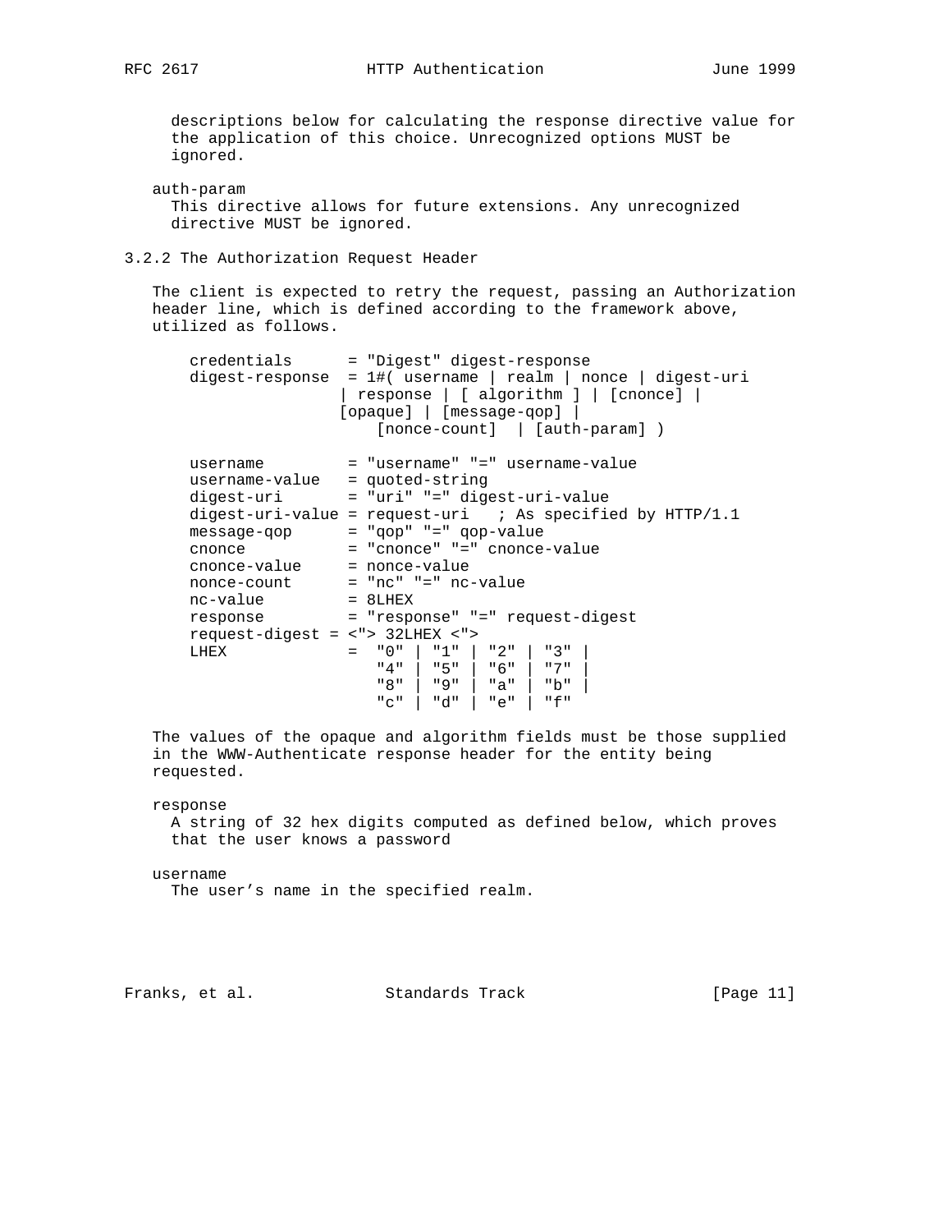descriptions below for calculating the response directive value for the application of this choice. Unrecognized options MUST be ignored.

auth-param
  This directive allows for future extensions. Any unrecognized directive MUST be ignored.

### 3.2.2 The Authorization Request Header

The client is expected to retry the request, passing an Authorization header line, which is defined according to the framework above, utilized as follows.

```
credentials      = "Digest" digest-response
digest-response  = 1#( username | realm | nonce | digest-uri
                | response | [ algorithm ] | [cnonce] |
                [opaque] | [message-qop] |
                    [nonce-count]  | [auth-param] )

username         = "username" "=" username-value
username-value   = quoted-string
digest-uri       = "uri" "=" digest-uri-value
digest-uri-value = request-uri   ; As specified by HTTP/1.1
message-qop      = "qop" "=" qop-value
cnonce           = "cnonce" "=" cnonce-value
cnonce-value     = nonce-value
nonce-count      = "nc" "=" nc-value
nc-value         = 8LHEX
response         = "response" "=" request-digest
request-digest = <"> 32LHEX <">
LHEX             =  "0" | "1" | "2" | "3" |
                    "4" | "5" | "6" | "7" |
                    "8" | "9" | "a" | "b" |
                    "c" | "d" | "e" | "f"
```

The values of the opaque and algorithm fields must be those supplied in the WWW-Authenticate response header for the entity being requested.

response
  A string of 32 hex digits computed as defined below, which proves that the user knows a password

username
  The user’s name in the specified realm.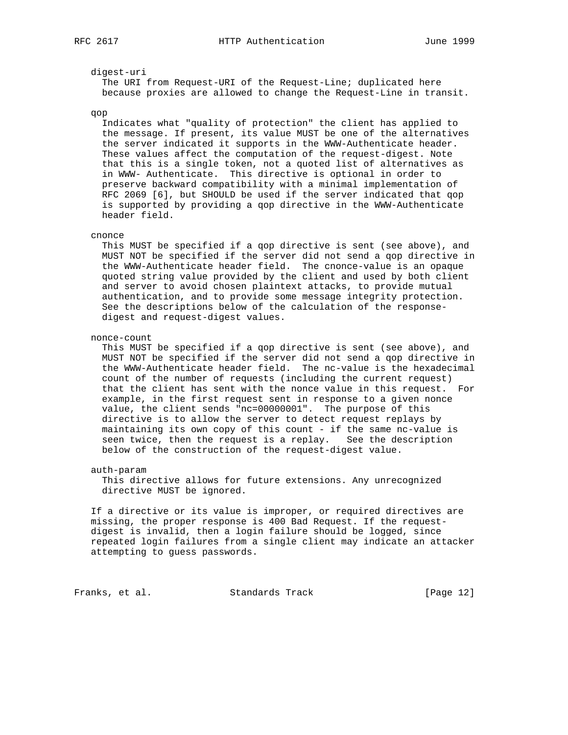digest-uri
  The URI from Request-URI of the Request-Line; duplicated here because proxies are allowed to change the Request-Line in transit.

qop
  Indicates what "quality of protection" the client has applied to the message. If present, its value MUST be one of the alternatives the server indicated it supports in the WWW-Authenticate header. These values affect the computation of the request-digest. Note that this is a single token, not a quoted list of alternatives as in WWW- Authenticate. This directive is optional in order to preserve backward compatibility with a minimal implementation of RFC 2069 [6], but SHOULD be used if the server indicated that qop is supported by providing a qop directive in the WWW-Authenticate header field.

cnonce
  This MUST be specified if a qop directive is sent (see above), and MUST NOT be specified if the server did not send a qop directive in the WWW-Authenticate header field. The cnonce-value is an opaque quoted string value provided by the client and used by both client and server to avoid chosen plaintext attacks, to provide mutual authentication, and to provide some message integrity protection. See the descriptions below of the calculation of the response-digest and request-digest values.

nonce-count
  This MUST be specified if a qop directive is sent (see above), and MUST NOT be specified if the server did not send a qop directive in the WWW-Authenticate header field. The nc-value is the hexadecimal count of the number of requests (including the current request) that the client has sent with the nonce value in this request. For example, in the first request sent in response to a given nonce value, the client sends "nc=00000001". The purpose of this directive is to allow the server to detect request replays by maintaining its own copy of this count - if the same nc-value is seen twice, then the request is a replay. See the description below of the construction of the request-digest value.

auth-param
  This directive allows for future extensions. Any unrecognized directive MUST be ignored.

If a directive or its value is improper, or required directives are missing, the proper response is 400 Bad Request. If the request-digest is invalid, then a login failure should be logged, since repeated login failures from a single client may indicate an attacker attempting to guess passwords.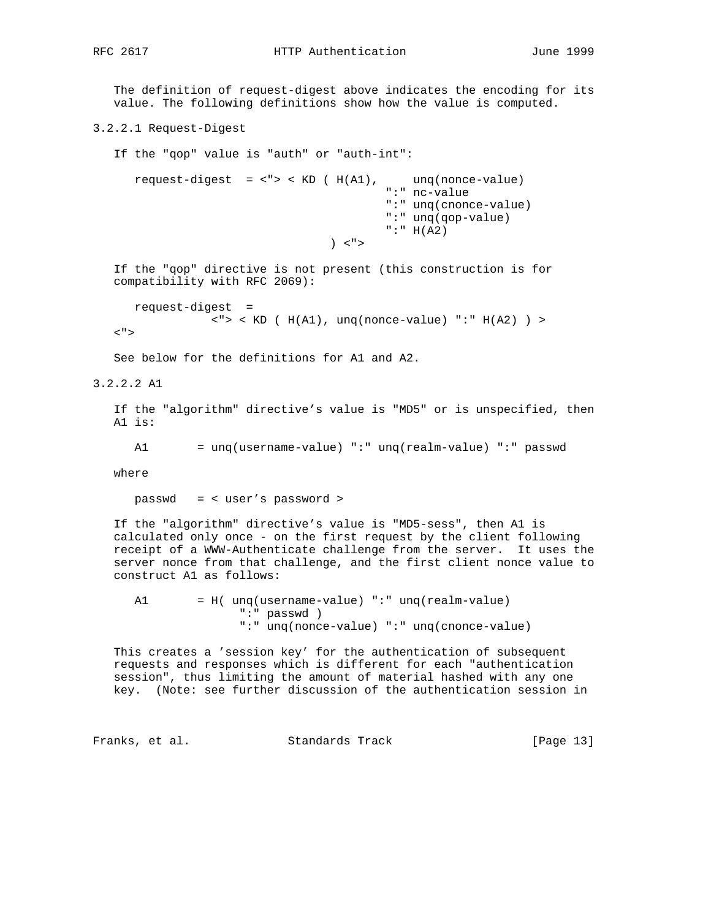The definition of request-digest above indicates the encoding for its value. The following definitions show how the value is computed.

### 3.2.2.1 Request-Digest

If the "qop" value is "auth" or "auth-int":

```
   request-digest  = <"> < KD ( H(A1),     unq(nonce-value)
                                       ":" nc-value
                                       ":" unq(cnonce-value)
                                       ":" unq(qop-value)
                                       ":" H(A2)
                               ) <">
```

If the "qop" directive is not present (this construction is for compatibility with RFC 2069):

```
   request-digest  =
              <"> < KD ( H(A1), unq(nonce-value) ":" H(A2) ) >
<">
```

See below for the definitions for A1 and A2.

### 3.2.2.2 A1

If the "algorithm" directive's value is "MD5" or is unspecified, then A1 is:

```
   A1       = unq(username-value) ":" unq(realm-value) ":" passwd
```

where

```
   passwd   = < user's password >
```

If the "algorithm" directive's value is "MD5-sess", then A1 is calculated only once - on the first request by the client following receipt of a WWW-Authenticate challenge from the server. It uses the server nonce from that challenge, and the first client nonce value to construct A1 as follows:

```
   A1       = H( unq(username-value) ":" unq(realm-value)
                  ":" passwd )
                  ":" unq(nonce-value) ":" unq(cnonce-value)
```

This creates a 'session key' for the authentication of subsequent requests and responses which is different for each "authentication session", thus limiting the amount of material hashed with any one key. (Note: see further discussion of the authentication session in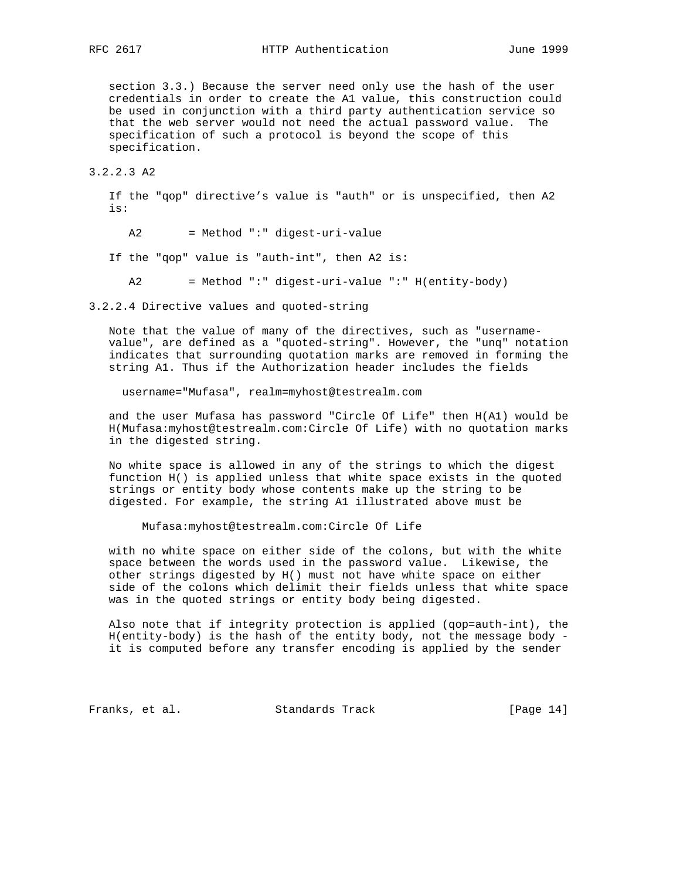section 3.3.) Because the server need only use the hash of the user credentials in order to create the A1 value, this construction could be used in conjunction with a third party authentication service so that the web server would not need the actual password value. The specification of such a protocol is beyond the scope of this specification.

### 3.2.2.3 A2

If the "qop" directive's value is "auth" or is unspecified, then A2 is:

```
A2       = Method ":" digest-uri-value
```

If the "qop" value is "auth-int", then A2 is:

```
A2       = Method ":" digest-uri-value ":" H(entity-body)
```

### 3.2.2.4 Directive values and quoted-string

Note that the value of many of the directives, such as "username-value", are defined as a "quoted-string". However, the "unq" notation indicates that surrounding quotation marks are removed in forming the string A1. Thus if the Authorization header includes the fields

```
username="Mufasa", realm=myhost@testrealm.com
```

and the user Mufasa has password "Circle Of Life" then H(A1) would be H(Mufasa:myhost@testrealm.com:Circle Of Life) with no quotation marks in the digested string.

No white space is allowed in any of the strings to which the digest function H() is applied unless that white space exists in the quoted strings or entity body whose contents make up the string to be digested. For example, the string A1 illustrated above must be

```
Mufasa:myhost@testrealm.com:Circle Of Life
```

with no white space on either side of the colons, but with the white space between the words used in the password value. Likewise, the other strings digested by H() must not have white space on either side of the colons which delimit their fields unless that white space was in the quoted strings or entity body being digested.

Also note that if integrity protection is applied (qop=auth-int), the H(entity-body) is the hash of the entity body, not the message body - it is computed before any transfer encoding is applied by the sender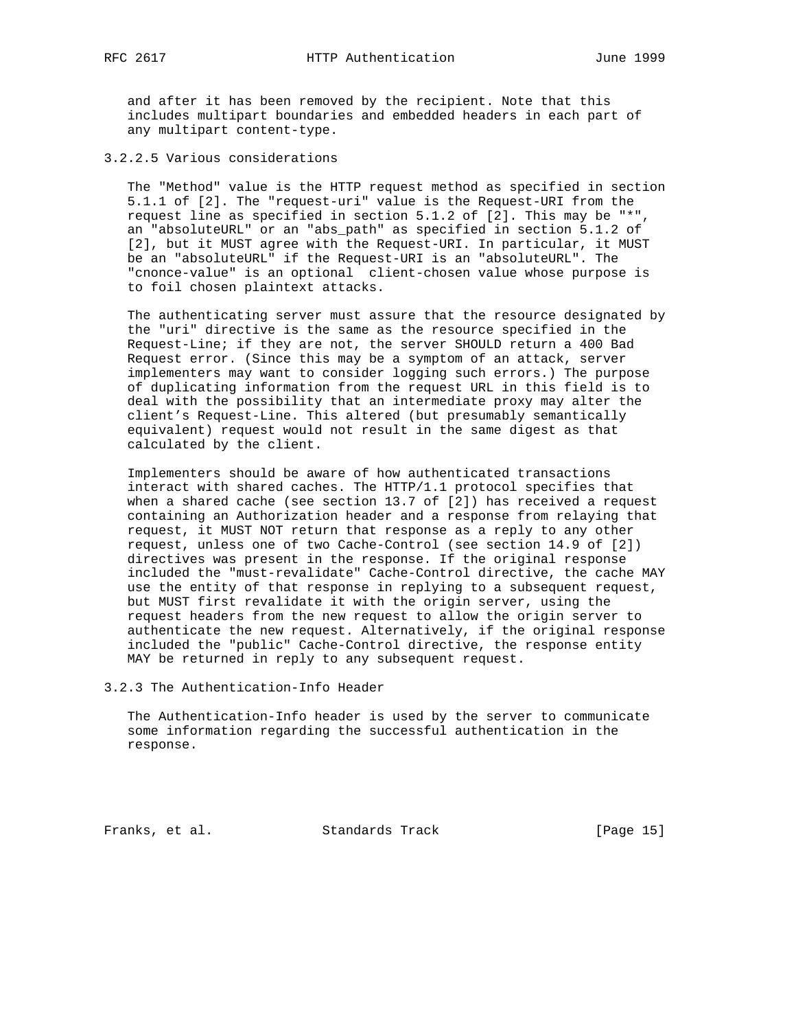and after it has been removed by the recipient. Note that this includes multipart boundaries and embedded headers in each part of any multipart content-type.

#### 3.2.2.5 Various considerations

The "Method" value is the HTTP request method as specified in section 5.1.1 of [2]. The "request-uri" value is the Request-URI from the request line as specified in section 5.1.2 of [2]. This may be "*", an "absoluteURL" or an "abs_path" as specified in section 5.1.2 of [2], but it MUST agree with the Request-URI. In particular, it MUST be an "absoluteURL" if the Request-URI is an "absoluteURL". The "cnonce-value" is an optional client-chosen value whose purpose is to foil chosen plaintext attacks.

The authenticating server must assure that the resource designated by the "uri" directive is the same as the resource specified in the Request-Line; if they are not, the server SHOULD return a 400 Bad Request error. (Since this may be a symptom of an attack, server implementers may want to consider logging such errors.) The purpose of duplicating information from the request URL in this field is to deal with the possibility that an intermediate proxy may alter the client's Request-Line. This altered (but presumably semantically equivalent) request would not result in the same digest as that calculated by the client.

Implementers should be aware of how authenticated transactions interact with shared caches. The HTTP/1.1 protocol specifies that when a shared cache (see section 13.7 of [2]) has received a request containing an Authorization header and a response from relaying that request, it MUST NOT return that response as a reply to any other request, unless one of two Cache-Control (see section 14.9 of [2]) directives was present in the response. If the original response included the "must-revalidate" Cache-Control directive, the cache MAY use the entity of that response in replying to a subsequent request, but MUST first revalidate it with the origin server, using the request headers from the new request to allow the origin server to authenticate the new request. Alternatively, if the original response included the "public" Cache-Control directive, the response entity MAY be returned in reply to any subsequent request.

### 3.2.3 The Authentication-Info Header

The Authentication-Info header is used by the server to communicate some information regarding the successful authentication in the response.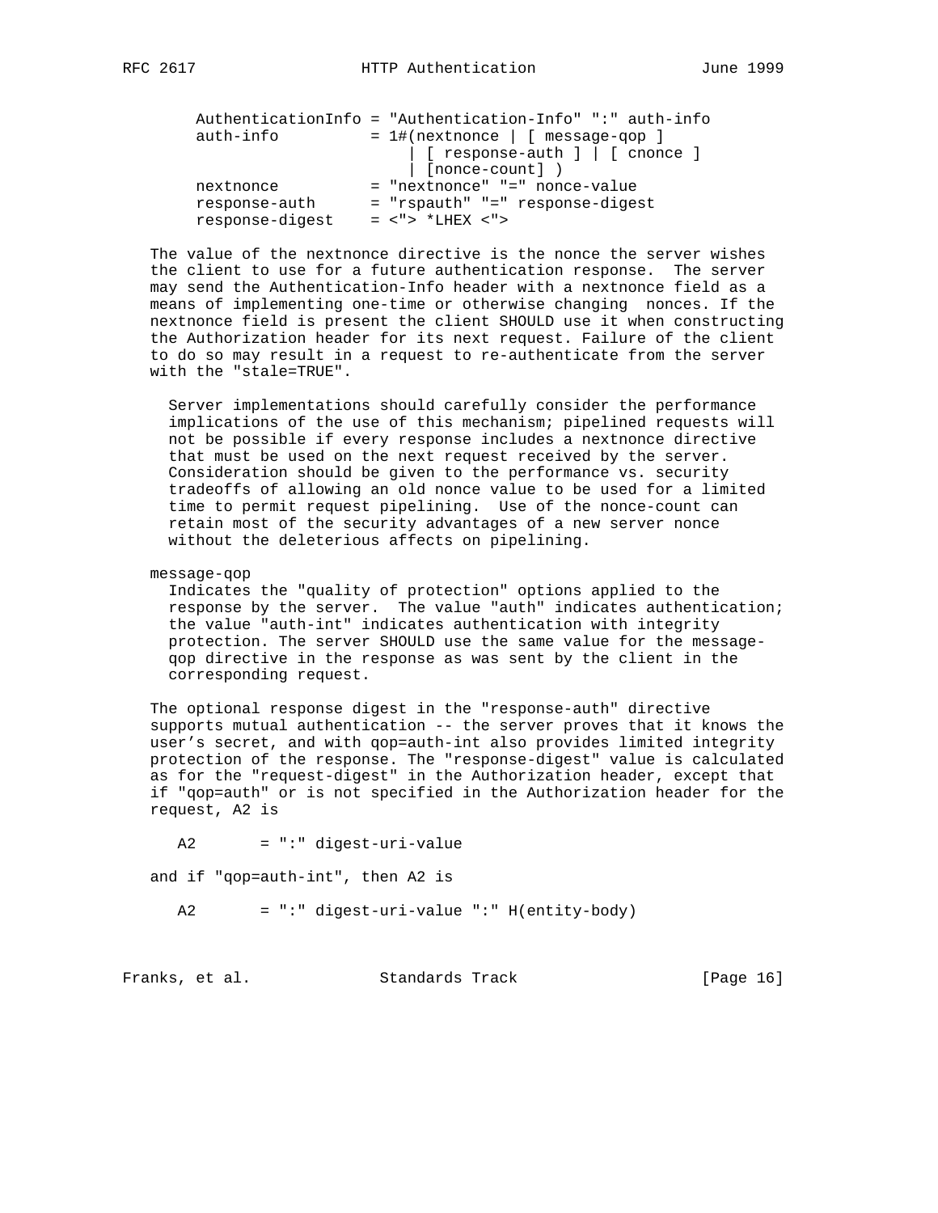```
AuthenticationInfo = "Authentication-Info" ":" auth-info
auth-info          = 1#(nextnonce | [ message-qop ]
                       | [ response-auth ] | [ cnonce ]
                       | [nonce-count] )
nextnonce          = "nextnonce" "=" nonce-value
response-auth      = "rspauth" "=" response-digest
response-digest    = <"> *LHEX <">
```

The value of the nextnonce directive is the nonce the server wishes the client to use for a future authentication response. The server may send the Authentication-Info header with a nextnonce field as a means of implementing one-time or otherwise changing nonces. If the nextnonce field is present the client SHOULD use it when constructing the Authorization header for its next request. Failure of the client to do so may result in a request to re-authenticate from the server with the "stale=TRUE".

Server implementations should carefully consider the performance implications of the use of this mechanism; pipelined requests will not be possible if every response includes a nextnonce directive that must be used on the next request received by the server. Consideration should be given to the performance vs. security tradeoffs of allowing an old nonce value to be used for a limited time to permit request pipelining. Use of the nonce-count can retain most of the security advantages of a new server nonce without the deleterious affects on pipelining.

message-qop

Indicates the "quality of protection" options applied to the response by the server. The value "auth" indicates authentication; the value "auth-int" indicates authentication with integrity protection. The server SHOULD use the same value for the message-qop directive in the response as was sent by the client in the corresponding request.

The optional response digest in the "response-auth" directive supports mutual authentication -- the server proves that it knows the user's secret, and with qop=auth-int also provides limited integrity protection of the response. The "response-digest" value is calculated as for the "request-digest" in the Authorization header, except that if "qop=auth" or is not specified in the Authorization header for the request, A2 is

```
A2       = ":" digest-uri-value
```

and if "qop=auth-int", then A2 is

```
A2       = ":" digest-uri-value ":" H(entity-body)
```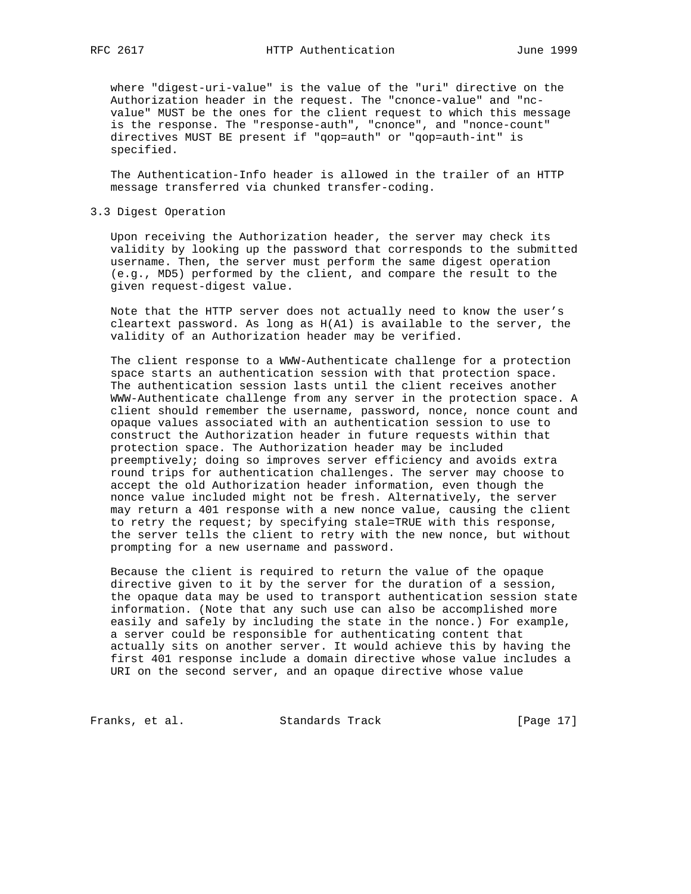where "digest-uri-value" is the value of the "uri" directive on the Authorization header in the request. The "cnonce-value" and "nc-value" MUST be the ones for the client request to which this message is the response. The "response-auth", "cnonce", and "nonce-count" directives MUST BE present if "qop=auth" or "qop=auth-int" is specified.

The Authentication-Info header is allowed in the trailer of an HTTP message transferred via chunked transfer-coding.

### 3.3 Digest Operation

Upon receiving the Authorization header, the server may check its validity by looking up the password that corresponds to the submitted username. Then, the server must perform the same digest operation (e.g., MD5) performed by the client, and compare the result to the given request-digest value.

Note that the HTTP server does not actually need to know the user's cleartext password. As long as H(A1) is available to the server, the validity of an Authorization header may be verified.

The client response to a WWW-Authenticate challenge for a protection space starts an authentication session with that protection space. The authentication session lasts until the client receives another WWW-Authenticate challenge from any server in the protection space. A client should remember the username, password, nonce, nonce count and opaque values associated with an authentication session to use to construct the Authorization header in future requests within that protection space. The Authorization header may be included preemptively; doing so improves server efficiency and avoids extra round trips for authentication challenges. The server may choose to accept the old Authorization header information, even though the nonce value included might not be fresh. Alternatively, the server may return a 401 response with a new nonce value, causing the client to retry the request; by specifying stale=TRUE with this response, the server tells the client to retry with the new nonce, but without prompting for a new username and password.

Because the client is required to return the value of the opaque directive given to it by the server for the duration of a session, the opaque data may be used to transport authentication session state information. (Note that any such use can also be accomplished more easily and safely by including the state in the nonce.) For example, a server could be responsible for authenticating content that actually sits on another server. It would achieve this by having the first 401 response include a domain directive whose value includes a URI on the second server, and an opaque directive whose value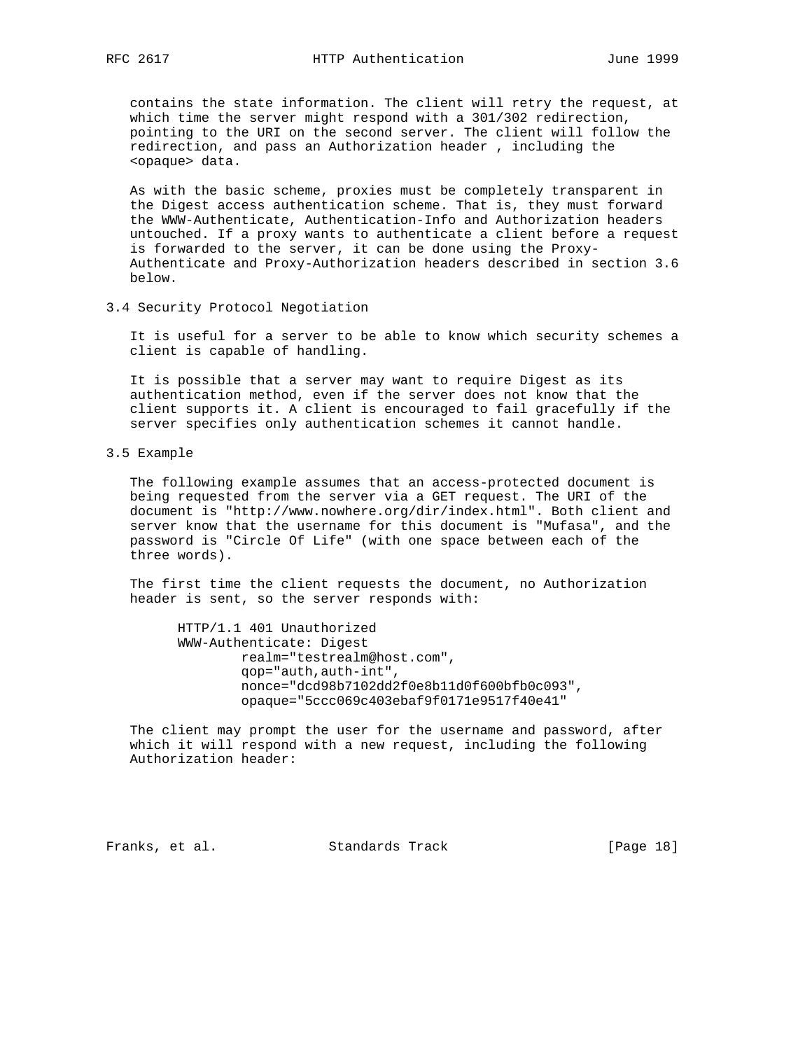contains the state information. The client will retry the request, at which time the server might respond with a 301/302 redirection, pointing to the URI on the second server. The client will follow the redirection, and pass an Authorization header , including the <opaque> data.

As with the basic scheme, proxies must be completely transparent in the Digest access authentication scheme. That is, they must forward the WWW-Authenticate, Authentication-Info and Authorization headers untouched. If a proxy wants to authenticate a client before a request is forwarded to the server, it can be done using the Proxy-Authenticate and Proxy-Authorization headers described in section 3.6 below.

## 3.4 Security Protocol Negotiation

It is useful for a server to be able to know which security schemes a client is capable of handling.

It is possible that a server may want to require Digest as its authentication method, even if the server does not know that the client supports it. A client is encouraged to fail gracefully if the server specifies only authentication schemes it cannot handle.

## 3.5 Example

The following example assumes that an access-protected document is being requested from the server via a GET request. The URI of the document is "http://www.nowhere.org/dir/index.html". Both client and server know that the username for this document is "Mufasa", and the password is "Circle Of Life" (with one space between each of the three words).

The first time the client requests the document, no Authorization header is sent, so the server responds with:

```
HTTP/1.1 401 Unauthorized
WWW-Authenticate: Digest
        realm="testrealm@host.com",
        qop="auth,auth-int",
        nonce="dcd98b7102dd2f0e8b11d0f600bfb0c093",
        opaque="5ccc069c403ebaf9f0171e9517f40e41"
```

The client may prompt the user for the username and password, after which it will respond with a new request, including the following Authorization header: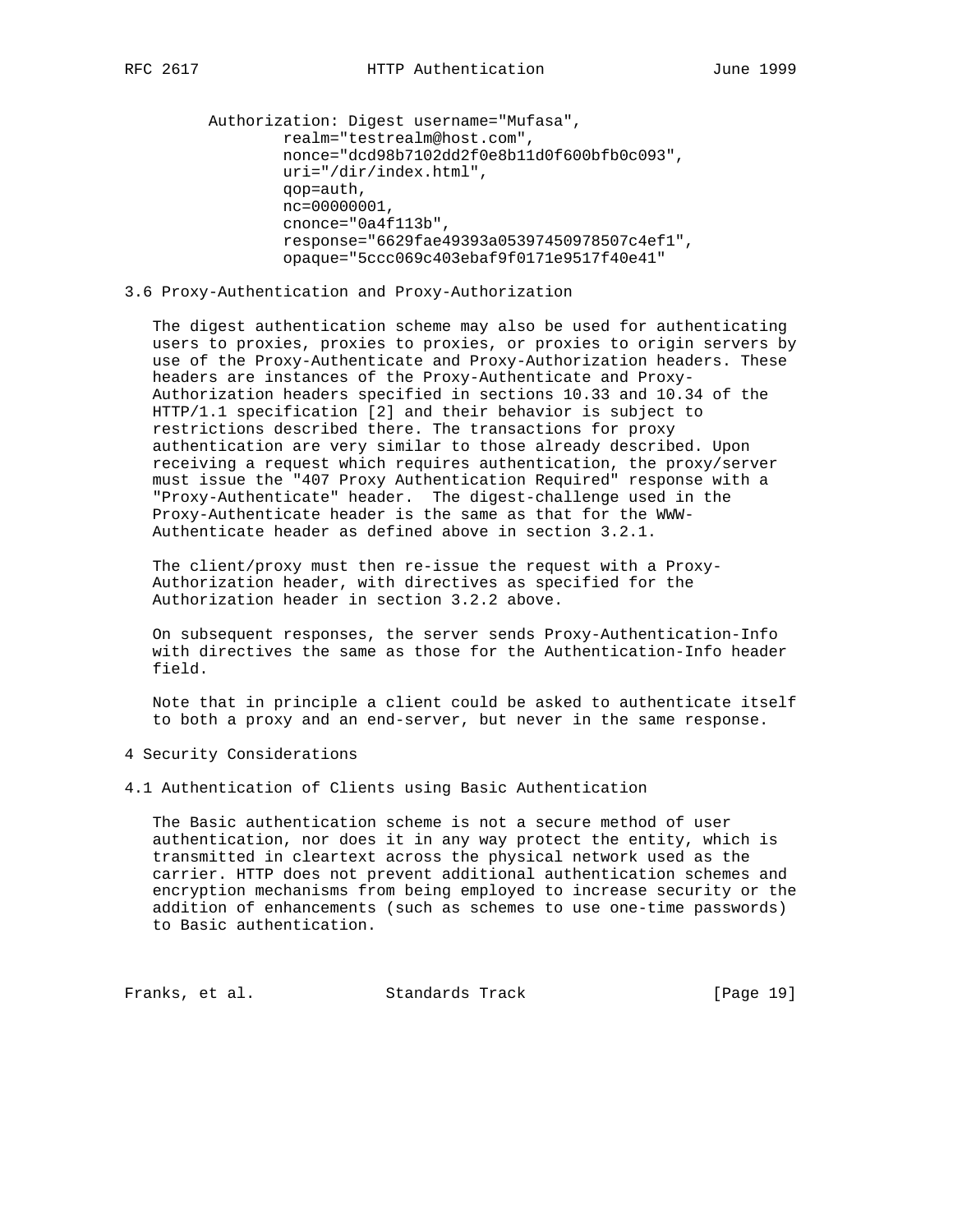```
Authorization: Digest username="Mufasa",
        realm="testrealm@host.com",
        nonce="dcd98b7102dd2f0e8b11d0f600bfb0c093",
        uri="/dir/index.html",
        qop=auth,
        nc=00000001,
        cnonce="0a4f113b",
        response="6629fae49393a05397450978507c4ef1",
        opaque="5ccc069c403ebaf9f0171e9517f40e41"
```

### 3.6 Proxy-Authentication and Proxy-Authorization

The digest authentication scheme may also be used for authenticating users to proxies, proxies to proxies, or proxies to origin servers by use of the Proxy-Authenticate and Proxy-Authorization headers. These headers are instances of the Proxy-Authenticate and Proxy-Authorization headers specified in sections 10.33 and 10.34 of the HTTP/1.1 specification [2] and their behavior is subject to restrictions described there. The transactions for proxy authentication are very similar to those already described. Upon receiving a request which requires authentication, the proxy/server must issue the "407 Proxy Authentication Required" response with a "Proxy-Authenticate" header. The digest-challenge used in the Proxy-Authenticate header is the same as that for the WWW-Authenticate header as defined above in section 3.2.1.

The client/proxy must then re-issue the request with a Proxy-Authorization header, with directives as specified for the Authorization header in section 3.2.2 above.

On subsequent responses, the server sends Proxy-Authentication-Info with directives the same as those for the Authentication-Info header field.

Note that in principle a client could be asked to authenticate itself to both a proxy and an end-server, but never in the same response.

## 4 Security Considerations

### 4.1 Authentication of Clients using Basic Authentication

The Basic authentication scheme is not a secure method of user authentication, nor does it in any way protect the entity, which is transmitted in cleartext across the physical network used as the carrier. HTTP does not prevent additional authentication schemes and encryption mechanisms from being employed to increase security or the addition of enhancements (such as schemes to use one-time passwords) to Basic authentication.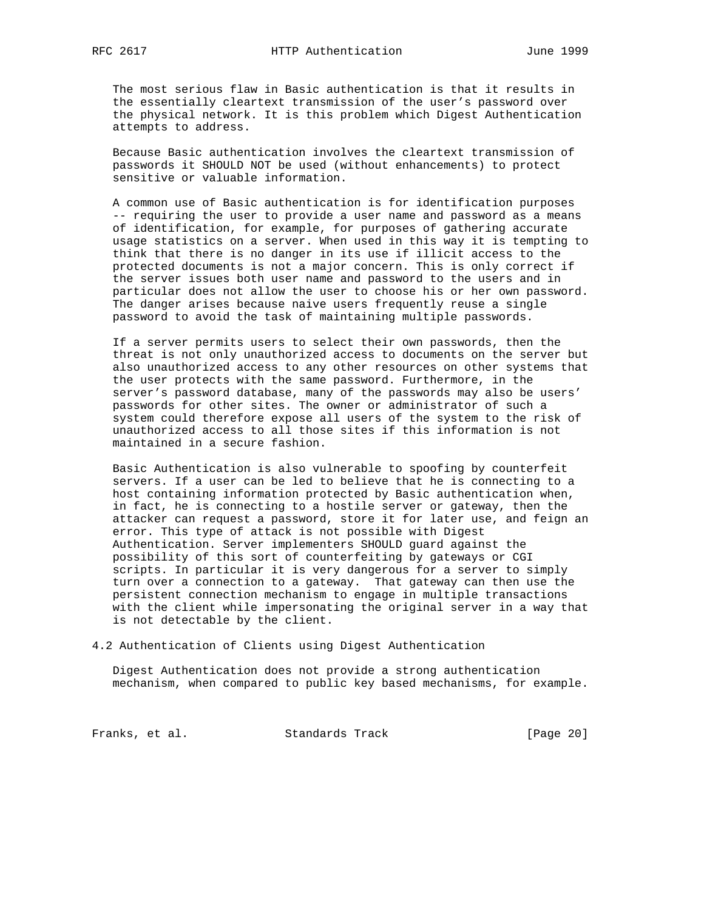The most serious flaw in Basic authentication is that it results in the essentially cleartext transmission of the user's password over the physical network. It is this problem which Digest Authentication attempts to address.

Because Basic authentication involves the cleartext transmission of passwords it SHOULD NOT be used (without enhancements) to protect sensitive or valuable information.

A common use of Basic authentication is for identification purposes -- requiring the user to provide a user name and password as a means of identification, for example, for purposes of gathering accurate usage statistics on a server. When used in this way it is tempting to think that there is no danger in its use if illicit access to the protected documents is not a major concern. This is only correct if the server issues both user name and password to the users and in particular does not allow the user to choose his or her own password. The danger arises because naive users frequently reuse a single password to avoid the task of maintaining multiple passwords.

If a server permits users to select their own passwords, then the threat is not only unauthorized access to documents on the server but also unauthorized access to any other resources on other systems that the user protects with the same password. Furthermore, in the server's password database, many of the passwords may also be users' passwords for other sites. The owner or administrator of such a system could therefore expose all users of the system to the risk of unauthorized access to all those sites if this information is not maintained in a secure fashion.

Basic Authentication is also vulnerable to spoofing by counterfeit servers. If a user can be led to believe that he is connecting to a host containing information protected by Basic authentication when, in fact, he is connecting to a hostile server or gateway, then the attacker can request a password, store it for later use, and feign an error. This type of attack is not possible with Digest Authentication. Server implementers SHOULD guard against the possibility of this sort of counterfeiting by gateways or CGI scripts. In particular it is very dangerous for a server to simply turn over a connection to a gateway. That gateway can then use the persistent connection mechanism to engage in multiple transactions with the client while impersonating the original server in a way that is not detectable by the client.

## 4.2 Authentication of Clients using Digest Authentication

Digest Authentication does not provide a strong authentication mechanism, when compared to public key based mechanisms, for example.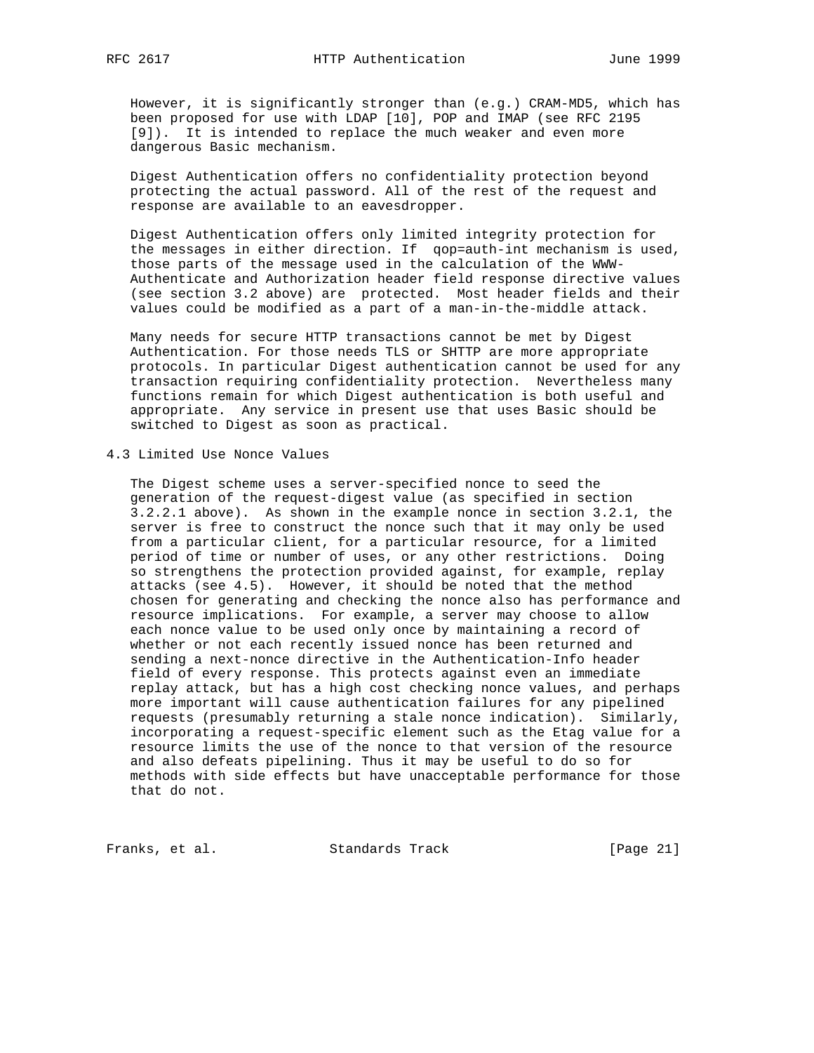However, it is significantly stronger than (e.g.) CRAM-MD5, which has been proposed for use with LDAP [10], POP and IMAP (see RFC 2195 [9]). It is intended to replace the much weaker and even more dangerous Basic mechanism.

Digest Authentication offers no confidentiality protection beyond protecting the actual password. All of the rest of the request and response are available to an eavesdropper.

Digest Authentication offers only limited integrity protection for the messages in either direction. If qop=auth-int mechanism is used, those parts of the message used in the calculation of the WWW-Authenticate and Authorization header field response directive values (see section 3.2 above) are protected. Most header fields and their values could be modified as a part of a man-in-the-middle attack.

Many needs for secure HTTP transactions cannot be met by Digest Authentication. For those needs TLS or SHTTP are more appropriate protocols. In particular Digest authentication cannot be used for any transaction requiring confidentiality protection. Nevertheless many functions remain for which Digest authentication is both useful and appropriate. Any service in present use that uses Basic should be switched to Digest as soon as practical.

## 4.3 Limited Use Nonce Values

The Digest scheme uses a server-specified nonce to seed the generation of the request-digest value (as specified in section 3.2.2.1 above). As shown in the example nonce in section 3.2.1, the server is free to construct the nonce such that it may only be used from a particular client, for a particular resource, for a limited period of time or number of uses, or any other restrictions. Doing so strengthens the protection provided against, for example, replay attacks (see 4.5). However, it should be noted that the method chosen for generating and checking the nonce also has performance and resource implications. For example, a server may choose to allow each nonce value to be used only once by maintaining a record of whether or not each recently issued nonce has been returned and sending a next-nonce directive in the Authentication-Info header field of every response. This protects against even an immediate replay attack, but has a high cost checking nonce values, and perhaps more important will cause authentication failures for any pipelined requests (presumably returning a stale nonce indication). Similarly, incorporating a request-specific element such as the Etag value for a resource limits the use of the nonce to that version of the resource and also defeats pipelining. Thus it may be useful to do so for methods with side effects but have unacceptable performance for those that do not.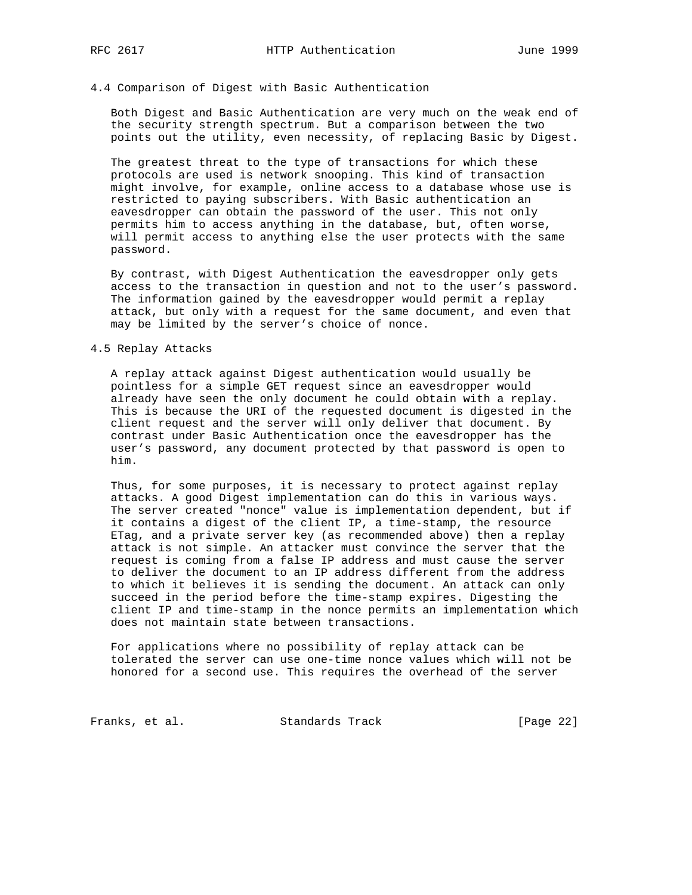## 4.4 Comparison of Digest with Basic Authentication

Both Digest and Basic Authentication are very much on the weak end of the security strength spectrum. But a comparison between the two points out the utility, even necessity, of replacing Basic by Digest.

The greatest threat to the type of transactions for which these protocols are used is network snooping. This kind of transaction might involve, for example, online access to a database whose use is restricted to paying subscribers. With Basic authentication an eavesdropper can obtain the password of the user. This not only permits him to access anything in the database, but, often worse, will permit access to anything else the user protects with the same password.

By contrast, with Digest Authentication the eavesdropper only gets access to the transaction in question and not to the user's password. The information gained by the eavesdropper would permit a replay attack, but only with a request for the same document, and even that may be limited by the server's choice of nonce.

## 4.5 Replay Attacks

A replay attack against Digest authentication would usually be pointless for a simple GET request since an eavesdropper would already have seen the only document he could obtain with a replay. This is because the URI of the requested document is digested in the client request and the server will only deliver that document. By contrast under Basic Authentication once the eavesdropper has the user's password, any document protected by that password is open to him.

Thus, for some purposes, it is necessary to protect against replay attacks. A good Digest implementation can do this in various ways. The server created "nonce" value is implementation dependent, but if it contains a digest of the client IP, a time-stamp, the resource ETag, and a private server key (as recommended above) then a replay attack is not simple. An attacker must convince the server that the request is coming from a false IP address and must cause the server to deliver the document to an IP address different from the address to which it believes it is sending the document. An attack can only succeed in the period before the time-stamp expires. Digesting the client IP and time-stamp in the nonce permits an implementation which does not maintain state between transactions.

For applications where no possibility of replay attack can be tolerated the server can use one-time nonce values which will not be honored for a second use. This requires the overhead of the server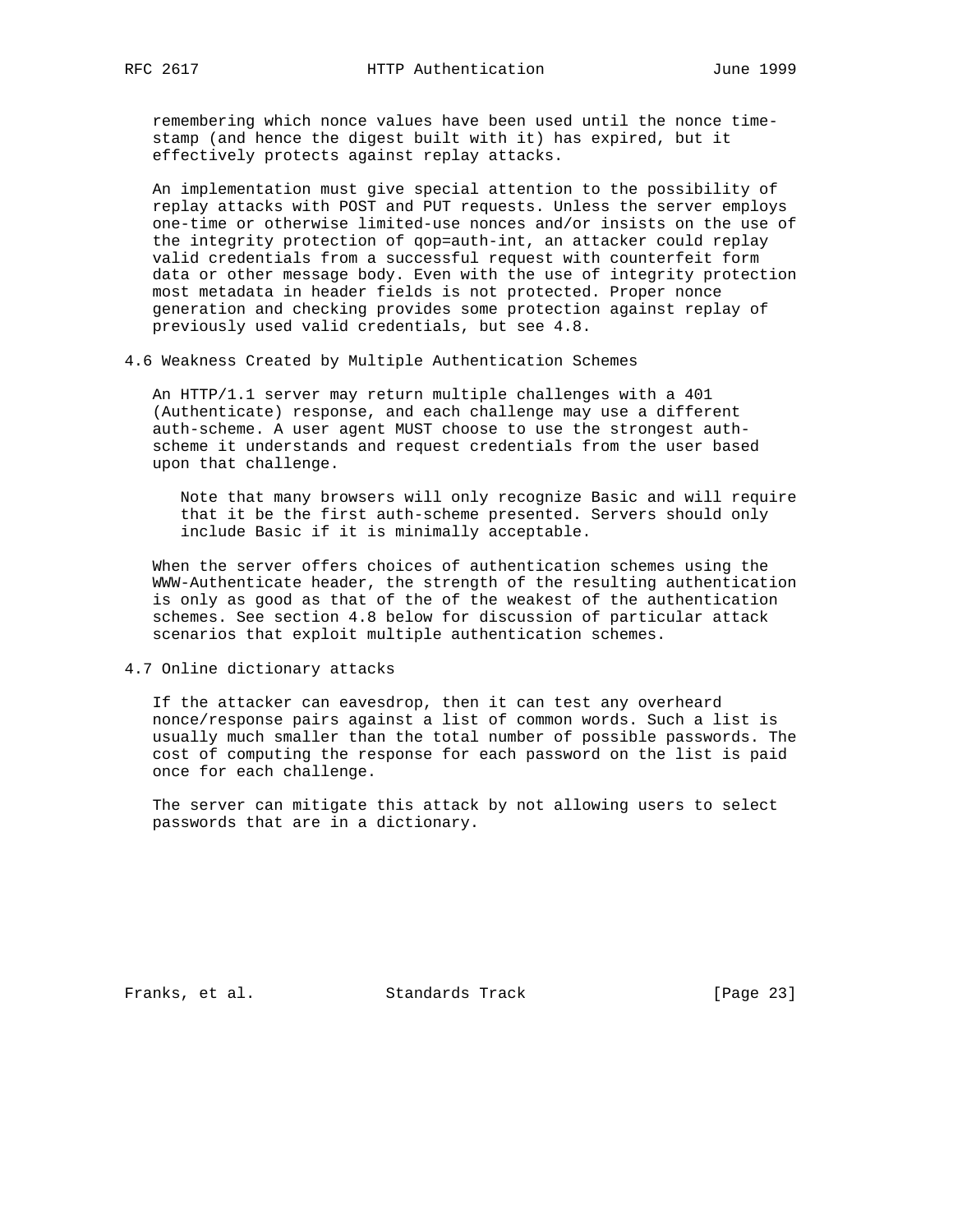remembering which nonce values have been used until the nonce time-stamp (and hence the digest built with it) has expired, but it effectively protects against replay attacks.

An implementation must give special attention to the possibility of replay attacks with POST and PUT requests. Unless the server employs one-time or otherwise limited-use nonces and/or insists on the use of the integrity protection of qop=auth-int, an attacker could replay valid credentials from a successful request with counterfeit form data or other message body. Even with the use of integrity protection most metadata in header fields is not protected. Proper nonce generation and checking provides some protection against replay of previously used valid credentials, but see 4.8.

## 4.6 Weakness Created by Multiple Authentication Schemes

An HTTP/1.1 server may return multiple challenges with a 401 (Authenticate) response, and each challenge may use a different auth-scheme. A user agent MUST choose to use the strongest auth-scheme it understands and request credentials from the user based upon that challenge.

> Note that many browsers will only recognize Basic and will require that it be the first auth-scheme presented. Servers should only include Basic if it is minimally acceptable.

When the server offers choices of authentication schemes using the WWW-Authenticate header, the strength of the resulting authentication is only as good as that of the of the weakest of the authentication schemes. See section 4.8 below for discussion of particular attack scenarios that exploit multiple authentication schemes.

## 4.7 Online dictionary attacks

If the attacker can eavesdrop, then it can test any overheard nonce/response pairs against a list of common words. Such a list is usually much smaller than the total number of possible passwords. The cost of computing the response for each password on the list is paid once for each challenge.

The server can mitigate this attack by not allowing users to select passwords that are in a dictionary.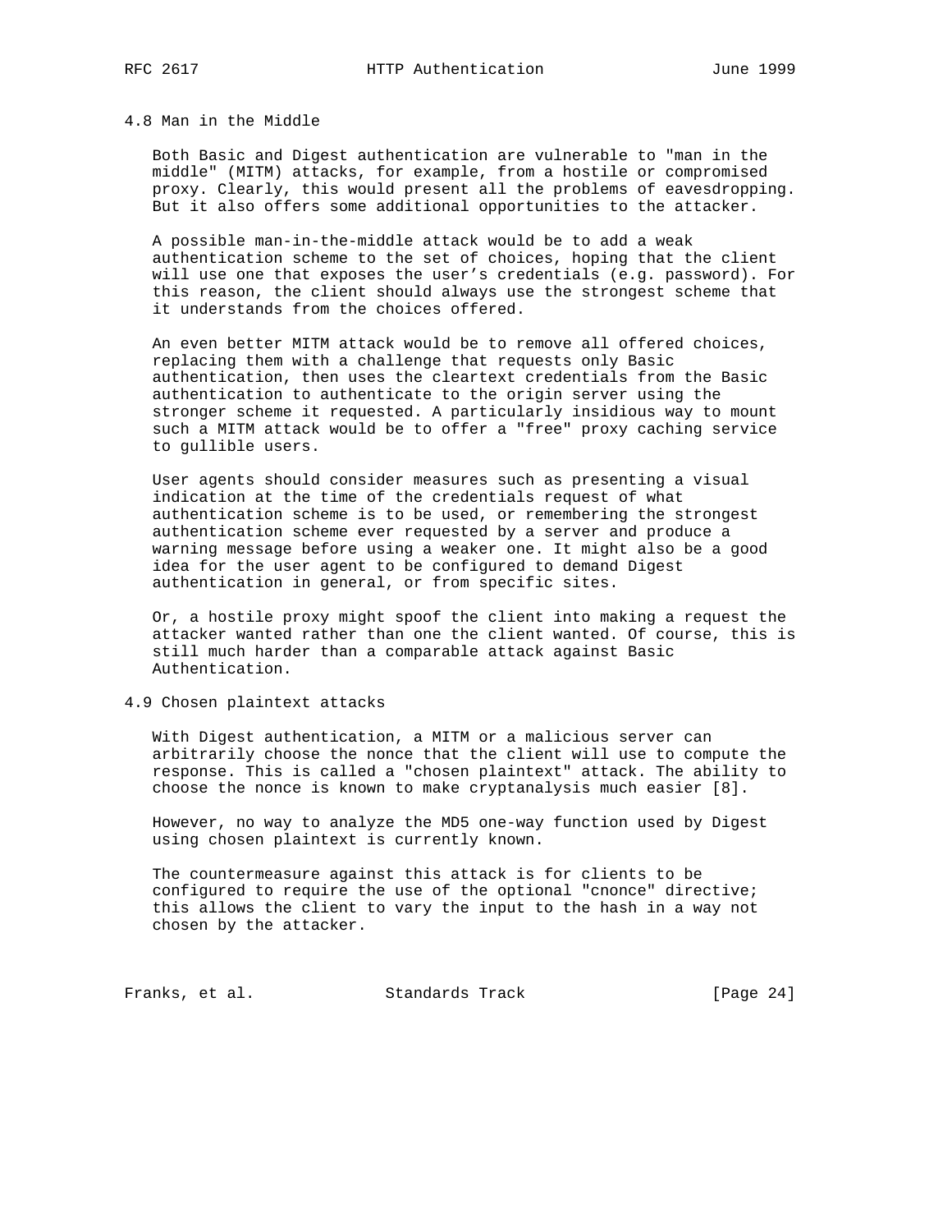### 4.8 Man in the Middle

Both Basic and Digest authentication are vulnerable to "man in the middle" (MITM) attacks, for example, from a hostile or compromised proxy. Clearly, this would present all the problems of eavesdropping. But it also offers some additional opportunities to the attacker.

A possible man-in-the-middle attack would be to add a weak authentication scheme to the set of choices, hoping that the client will use one that exposes the user's credentials (e.g. password). For this reason, the client should always use the strongest scheme that it understands from the choices offered.

An even better MITM attack would be to remove all offered choices, replacing them with a challenge that requests only Basic authentication, then uses the cleartext credentials from the Basic authentication to authenticate to the origin server using the stronger scheme it requested. A particularly insidious way to mount such a MITM attack would be to offer a "free" proxy caching service to gullible users.

User agents should consider measures such as presenting a visual indication at the time of the credentials request of what authentication scheme is to be used, or remembering the strongest authentication scheme ever requested by a server and produce a warning message before using a weaker one. It might also be a good idea for the user agent to be configured to demand Digest authentication in general, or from specific sites.

Or, a hostile proxy might spoof the client into making a request the attacker wanted rather than one the client wanted. Of course, this is still much harder than a comparable attack against Basic Authentication.

### 4.9 Chosen plaintext attacks

With Digest authentication, a MITM or a malicious server can arbitrarily choose the nonce that the client will use to compute the response. This is called a "chosen plaintext" attack. The ability to choose the nonce is known to make cryptanalysis much easier [8].

However, no way to analyze the MD5 one-way function used by Digest using chosen plaintext is currently known.

The countermeasure against this attack is for clients to be configured to require the use of the optional "cnonce" directive; this allows the client to vary the input to the hash in a way not chosen by the attacker.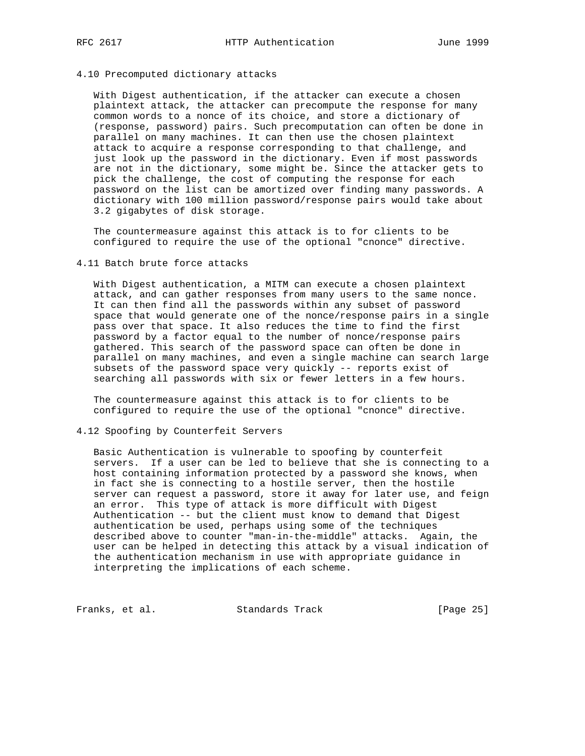### 4.10 Precomputed dictionary attacks

With Digest authentication, if the attacker can execute a chosen plaintext attack, the attacker can precompute the response for many common words to a nonce of its choice, and store a dictionary of (response, password) pairs. Such precomputation can often be done in parallel on many machines. It can then use the chosen plaintext attack to acquire a response corresponding to that challenge, and just look up the password in the dictionary. Even if most passwords are not in the dictionary, some might be. Since the attacker gets to pick the challenge, the cost of computing the response for each password on the list can be amortized over finding many passwords. A dictionary with 100 million password/response pairs would take about 3.2 gigabytes of disk storage.

The countermeasure against this attack is to for clients to be configured to require the use of the optional "cnonce" directive.

### 4.11 Batch brute force attacks

With Digest authentication, a MITM can execute a chosen plaintext attack, and can gather responses from many users to the same nonce. It can then find all the passwords within any subset of password space that would generate one of the nonce/response pairs in a single pass over that space. It also reduces the time to find the first password by a factor equal to the number of nonce/response pairs gathered. This search of the password space can often be done in parallel on many machines, and even a single machine can search large subsets of the password space very quickly -- reports exist of searching all passwords with six or fewer letters in a few hours.

The countermeasure against this attack is to for clients to be configured to require the use of the optional "cnonce" directive.

### 4.12 Spoofing by Counterfeit Servers

Basic Authentication is vulnerable to spoofing by counterfeit servers. If a user can be led to believe that she is connecting to a host containing information protected by a password she knows, when in fact she is connecting to a hostile server, then the hostile server can request a password, store it away for later use, and feign an error. This type of attack is more difficult with Digest Authentication -- but the client must know to demand that Digest authentication be used, perhaps using some of the techniques described above to counter "man-in-the-middle" attacks. Again, the user can be helped in detecting this attack by a visual indication of the authentication mechanism in use with appropriate guidance in interpreting the implications of each scheme.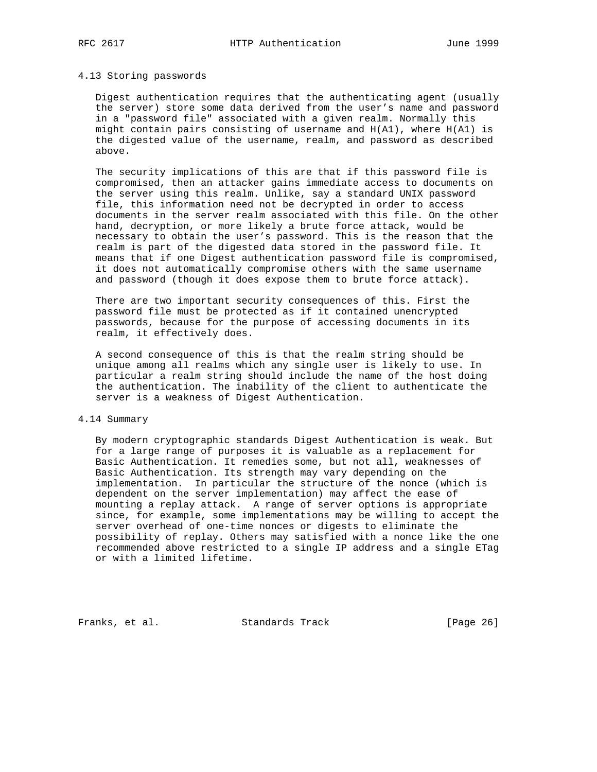### 4.13 Storing passwords

Digest authentication requires that the authenticating agent (usually the server) store some data derived from the user's name and password in a "password file" associated with a given realm. Normally this might contain pairs consisting of username and H(A1), where H(A1) is the digested value of the username, realm, and password as described above.

The security implications of this are that if this password file is compromised, then an attacker gains immediate access to documents on the server using this realm. Unlike, say a standard UNIX password file, this information need not be decrypted in order to access documents in the server realm associated with this file. On the other hand, decryption, or more likely a brute force attack, would be necessary to obtain the user's password. This is the reason that the realm is part of the digested data stored in the password file. It means that if one Digest authentication password file is compromised, it does not automatically compromise others with the same username and password (though it does expose them to brute force attack).

There are two important security consequences of this. First the password file must be protected as if it contained unencrypted passwords, because for the purpose of accessing documents in its realm, it effectively does.

A second consequence of this is that the realm string should be unique among all realms which any single user is likely to use. In particular a realm string should include the name of the host doing the authentication. The inability of the client to authenticate the server is a weakness of Digest Authentication.

### 4.14 Summary

By modern cryptographic standards Digest Authentication is weak. But for a large range of purposes it is valuable as a replacement for Basic Authentication. It remedies some, but not all, weaknesses of Basic Authentication. Its strength may vary depending on the implementation. In particular the structure of the nonce (which is dependent on the server implementation) may affect the ease of mounting a replay attack. A range of server options is appropriate since, for example, some implementations may be willing to accept the server overhead of one-time nonces or digests to eliminate the possibility of replay. Others may satisfied with a nonce like the one recommended above restricted to a single IP address and a single ETag or with a limited lifetime.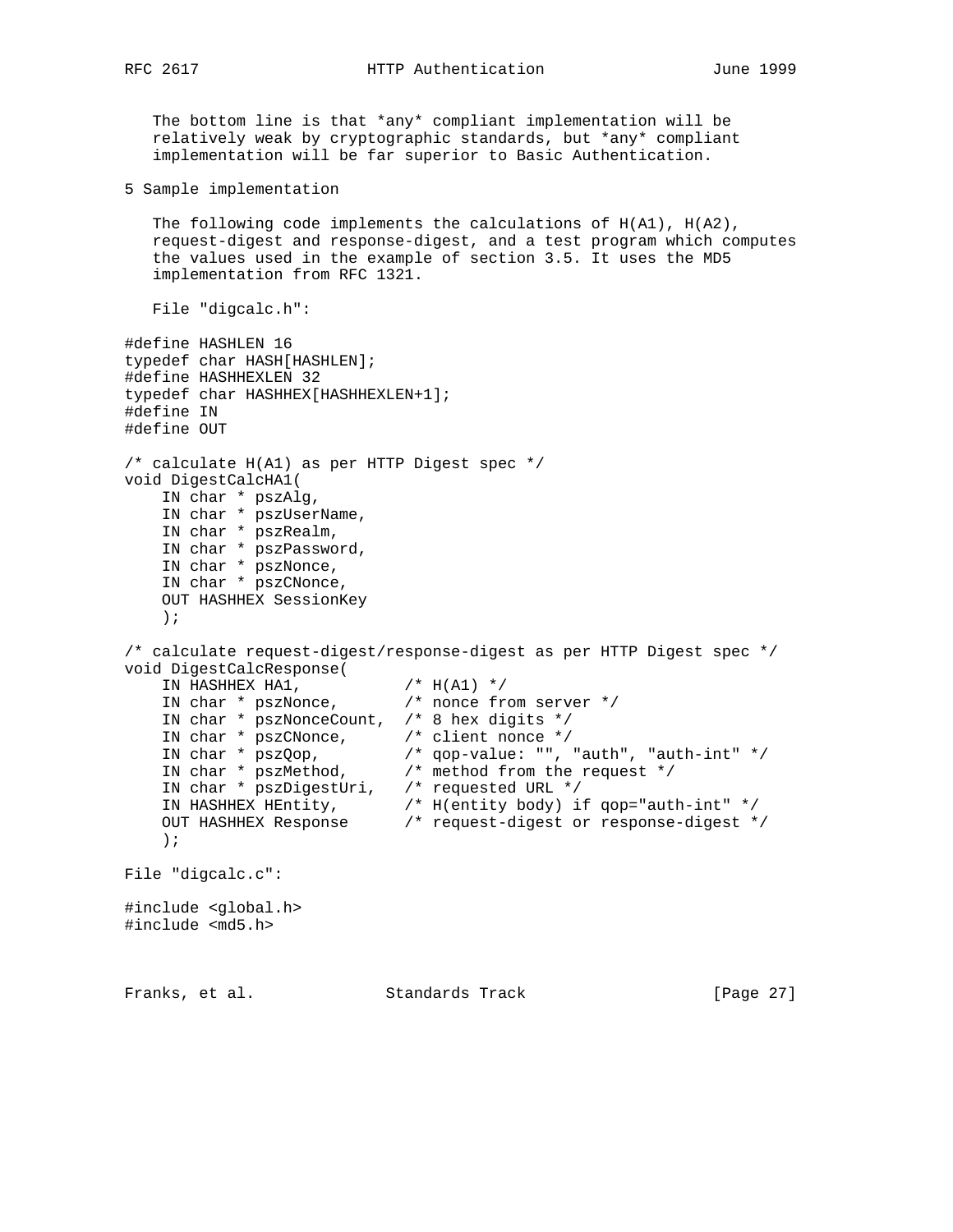The bottom line is that *any* compliant implementation will be relatively weak by cryptographic standards, but *any* compliant implementation will be far superior to Basic Authentication.

## 5 Sample implementation

The following code implements the calculations of H(A1), H(A2), request-digest and response-digest, and a test program which computes the values used in the example of section 3.5. It uses the MD5 implementation from RFC 1321.

File "digcalc.h":

```
#define HASHLEN 16
typedef char HASH[HASHLEN];
#define HASHHEXLEN 32
typedef char HASHHEX[HASHHEXLEN+1];
#define IN
#define OUT

/* calculate H(A1) as per HTTP Digest spec */
void DigestCalcHA1(
    IN char * pszAlg,
    IN char * pszUserName,
    IN char * pszRealm,
    IN char * pszPassword,
    IN char * pszNonce,
    IN char * pszCNonce,
    OUT HASHHEX SessionKey
    );

/* calculate request-digest/response-digest as per HTTP Digest spec */
void DigestCalcResponse(
    IN HASHHEX HA1,           /* H(A1) */
    IN char * pszNonce,       /* nonce from server */
    IN char * pszNonceCount,  /* 8 hex digits */
    IN char * pszCNonce,      /* client nonce */
    IN char * pszQop,         /* qop-value: "", "auth", "auth-int" */
    IN char * pszMethod,      /* method from the request */
    IN char * pszDigestUri,   /* requested URL */
    IN HASHHEX HEntity,       /* H(entity body) if qop="auth-int" */
    OUT HASHHEX Response      /* request-digest or response-digest */
    );
```

File "digcalc.c":

```
#include <global.h>
#include <md5.h>
```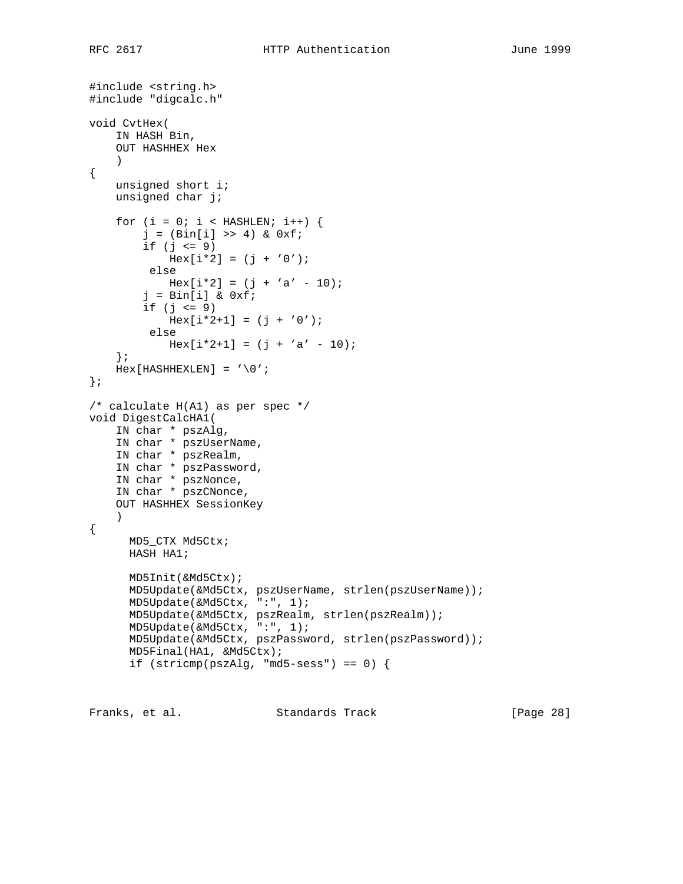```c
#include <string.h>
#include "digcalc.h"

void CvtHex(
    IN HASH Bin,
    OUT HASHHEX Hex
    )
{
    unsigned short i;
    unsigned char j;

    for (i = 0; i < HASHLEN; i++) {
        j = (Bin[i] >> 4) & 0xf;
        if (j <= 9)
            Hex[i*2] = (j + '0');
         else
            Hex[i*2] = (j + 'a' - 10);
        j = Bin[i] & 0xf;
        if (j <= 9)
            Hex[i*2+1] = (j + '0');
         else
            Hex[i*2+1] = (j + 'a' - 10);
    };
    Hex[HASHHEXLEN] = '\0';
};

/* calculate H(A1) as per spec */
void DigestCalcHA1(
    IN char * pszAlg,
    IN char * pszUserName,
    IN char * pszRealm,
    IN char * pszPassword,
    IN char * pszNonce,
    IN char * pszCNonce,
    OUT HASHHEX SessionKey
    )
{
      MD5_CTX Md5Ctx;
      HASH HA1;

      MD5Init(&Md5Ctx);
      MD5Update(&Md5Ctx, pszUserName, strlen(pszUserName));
      MD5Update(&Md5Ctx, ":", 1);
      MD5Update(&Md5Ctx, pszRealm, strlen(pszRealm));
      MD5Update(&Md5Ctx, ":", 1);
      MD5Update(&Md5Ctx, pszPassword, strlen(pszPassword));
      MD5Final(HA1, &Md5Ctx);
      if (stricmp(pszAlg, "md5-sess") == 0) {
```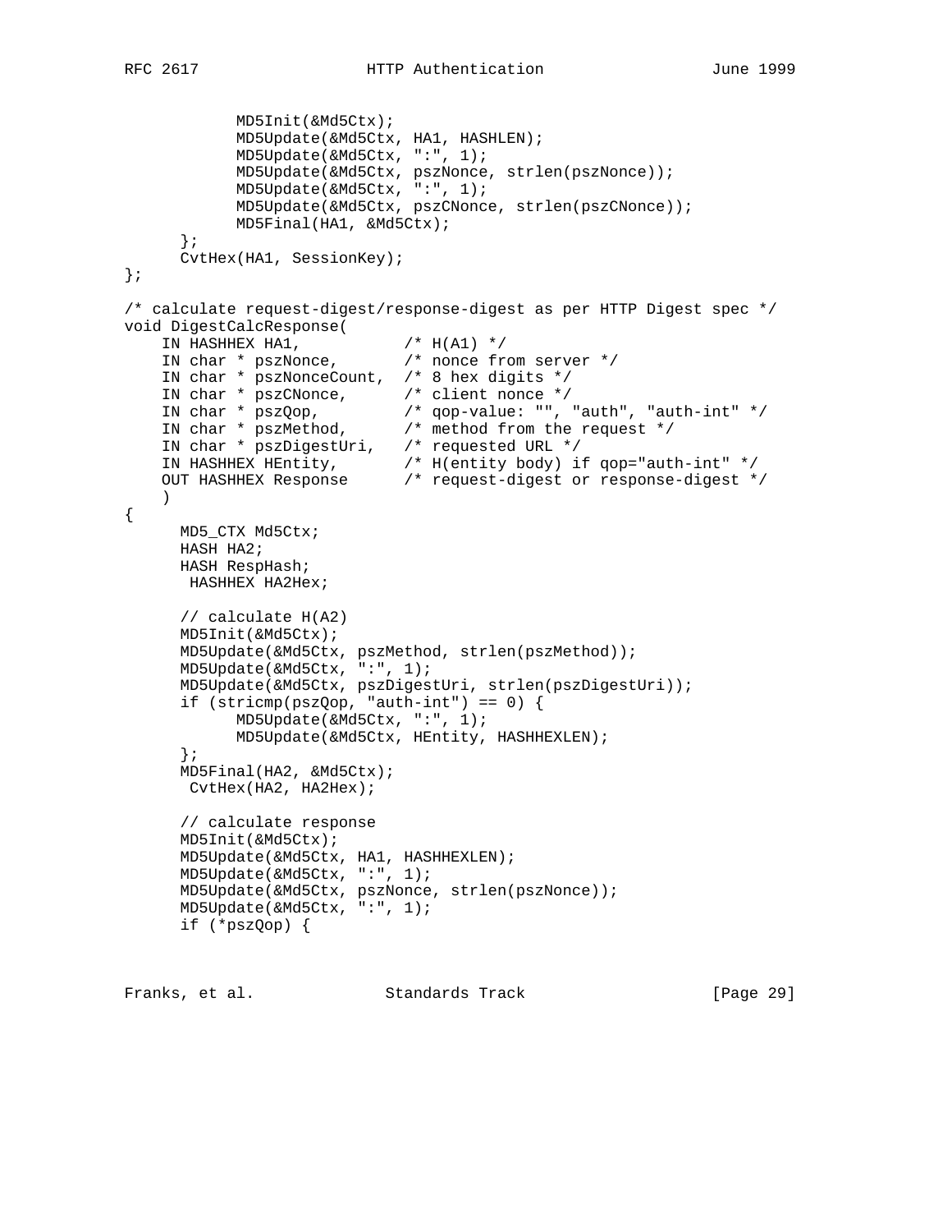```
            MD5Init(&Md5Ctx);
            MD5Update(&Md5Ctx, HA1, HASHLEN);
            MD5Update(&Md5Ctx, ":", 1);
            MD5Update(&Md5Ctx, pszNonce, strlen(pszNonce));
            MD5Update(&Md5Ctx, ":", 1);
            MD5Update(&Md5Ctx, pszCNonce, strlen(pszCNonce));
            MD5Final(HA1, &Md5Ctx);
      };
      CvtHex(HA1, SessionKey);
};

/* calculate request-digest/response-digest as per HTTP Digest spec */
void DigestCalcResponse(
    IN HASHHEX HA1,           /* H(A1) */
    IN char * pszNonce,       /* nonce from server */
    IN char * pszNonceCount,  /* 8 hex digits */
    IN char * pszCNonce,      /* client nonce */
    IN char * pszQop,         /* qop-value: "", "auth", "auth-int" */
    IN char * pszMethod,      /* method from the request */
    IN char * pszDigestUri,   /* requested URL */
    IN HASHHEX HEntity,       /* H(entity body) if qop="auth-int" */
    OUT HASHHEX Response      /* request-digest or response-digest */
    )
{
      MD5_CTX Md5Ctx;
      HASH HA2;
      HASH RespHash;
       HASHHEX HA2Hex;

      // calculate H(A2)
      MD5Init(&Md5Ctx);
      MD5Update(&Md5Ctx, pszMethod, strlen(pszMethod));
      MD5Update(&Md5Ctx, ":", 1);
      MD5Update(&Md5Ctx, pszDigestUri, strlen(pszDigestUri));
      if (stricmp(pszQop, "auth-int") == 0) {
            MD5Update(&Md5Ctx, ":", 1);
            MD5Update(&Md5Ctx, HEntity, HASHHEXLEN);
      };
      MD5Final(HA2, &Md5Ctx);
       CvtHex(HA2, HA2Hex);

      // calculate response
      MD5Init(&Md5Ctx);
      MD5Update(&Md5Ctx, HA1, HASHHEXLEN);
      MD5Update(&Md5Ctx, ":", 1);
      MD5Update(&Md5Ctx, pszNonce, strlen(pszNonce));
      MD5Update(&Md5Ctx, ":", 1);
      if (*pszQop) {
```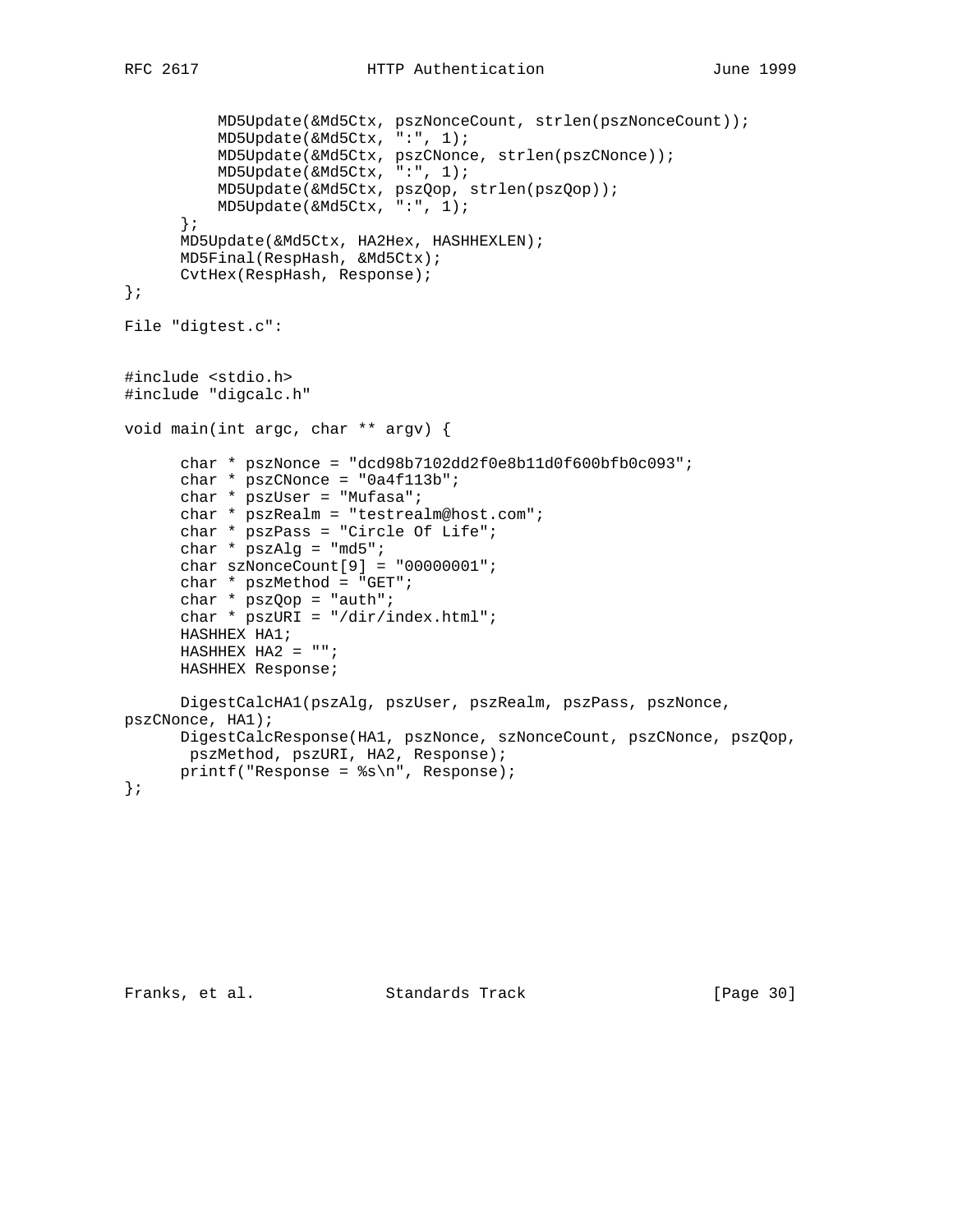```
          MD5Update(&Md5Ctx, pszNonceCount, strlen(pszNonceCount));
          MD5Update(&Md5Ctx, ":", 1);
          MD5Update(&Md5Ctx, pszCNonce, strlen(pszCNonce));
          MD5Update(&Md5Ctx, ":", 1);
          MD5Update(&Md5Ctx, pszQop, strlen(pszQop));
          MD5Update(&Md5Ctx, ":", 1);
      };
      MD5Update(&Md5Ctx, HA2Hex, HASHHEXLEN);
      MD5Final(RespHash, &Md5Ctx);
      CvtHex(RespHash, Response);
};
```

File "digtest.c":

```
#include <stdio.h>
#include "digcalc.h"

void main(int argc, char ** argv) {

      char * pszNonce = "dcd98b7102dd2f0e8b11d0f600bfb0c093";
      char * pszCNonce = "0a4f113b";
      char * pszUser = "Mufasa";
      char * pszRealm = "testrealm@host.com";
      char * pszPass = "Circle Of Life";
      char * pszAlg = "md5";
      char szNonceCount[9] = "00000001";
      char * pszMethod = "GET";
      char * pszQop = "auth";
      char * pszURI = "/dir/index.html";
      HASHHEX HA1;
      HASHHEX HA2 = "";
      HASHHEX Response;

      DigestCalcHA1(pszAlg, pszUser, pszRealm, pszPass, pszNonce,
pszCNonce, HA1);
      DigestCalcResponse(HA1, pszNonce, szNonceCount, pszCNonce, pszQop,
       pszMethod, pszURI, HA2, Response);
      printf("Response = %s\n", Response);
};
```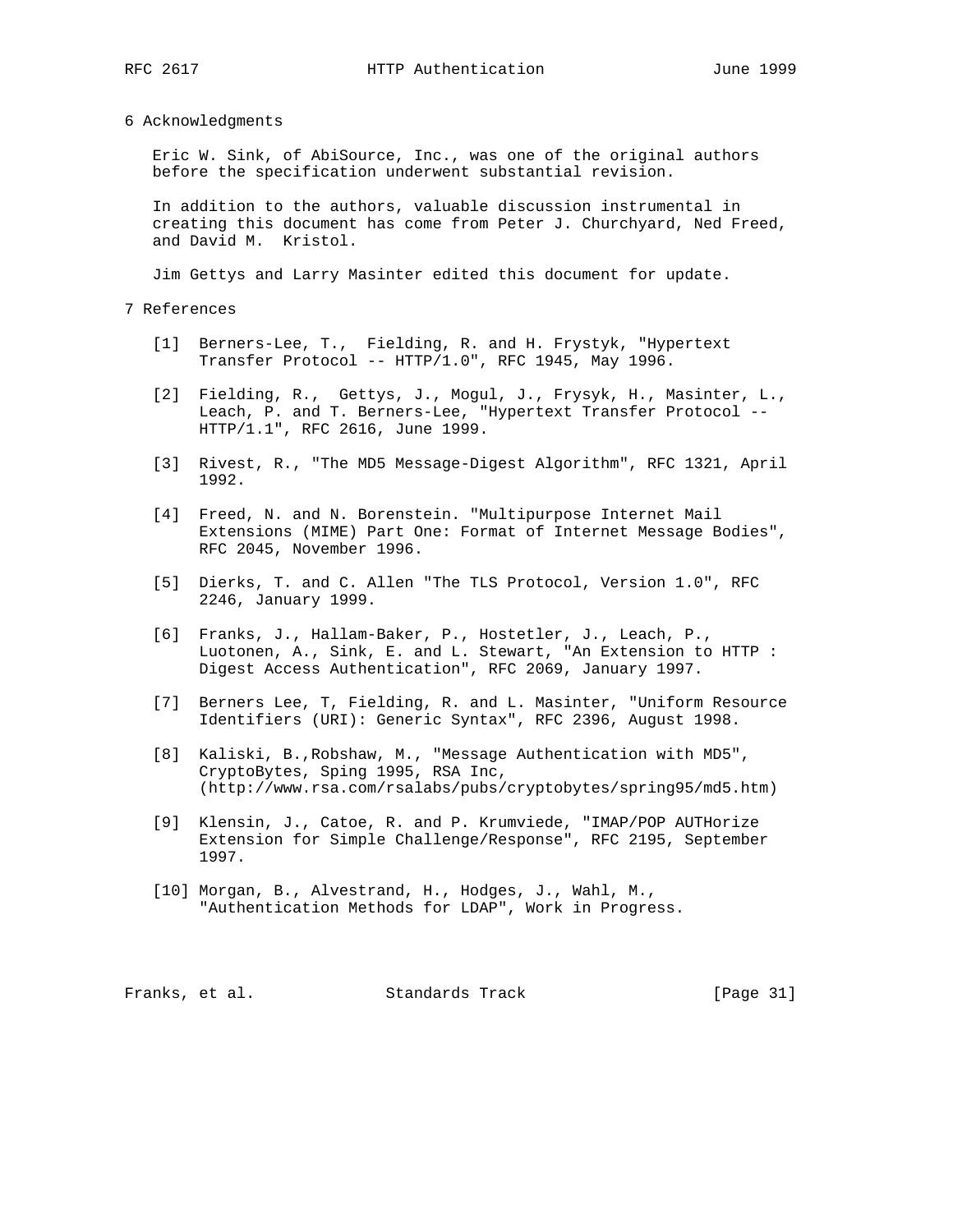## 6 Acknowledgments

Eric W. Sink, of AbiSource, Inc., was one of the original authors before the specification underwent substantial revision.

In addition to the authors, valuable discussion instrumental in creating this document has come from Peter J. Churchyard, Ned Freed, and David M. Kristol.

Jim Gettys and Larry Masinter edited this document for update.

## 7 References

[1] Berners-Lee, T., Fielding, R. and H. Frystyk, "Hypertext Transfer Protocol -- HTTP/1.0", RFC 1945, May 1996.

[2] Fielding, R., Gettys, J., Mogul, J., Frysyk, H., Masinter, L., Leach, P. and T. Berners-Lee, "Hypertext Transfer Protocol -- HTTP/1.1", RFC 2616, June 1999.

[3] Rivest, R., "The MD5 Message-Digest Algorithm", RFC 1321, April 1992.

[4] Freed, N. and N. Borenstein. "Multipurpose Internet Mail Extensions (MIME) Part One: Format of Internet Message Bodies", RFC 2045, November 1996.

[5] Dierks, T. and C. Allen "The TLS Protocol, Version 1.0", RFC 2246, January 1999.

[6] Franks, J., Hallam-Baker, P., Hostetler, J., Leach, P., Luotonen, A., Sink, E. and L. Stewart, "An Extension to HTTP : Digest Access Authentication", RFC 2069, January 1997.

[7] Berners Lee, T, Fielding, R. and L. Masinter, "Uniform Resource Identifiers (URI): Generic Syntax", RFC 2396, August 1998.

[8] Kaliski, B.,Robshaw, M., "Message Authentication with MD5", CryptoBytes, Sping 1995, RSA Inc, (http://www.rsa.com/rsalabs/pubs/cryptobytes/spring95/md5.htm)

[9] Klensin, J., Catoe, R. and P. Krumviede, "IMAP/POP AUTHorize Extension for Simple Challenge/Response", RFC 2195, September 1997.

[10] Morgan, B., Alvestrand, H., Hodges, J., Wahl, M., "Authentication Methods for LDAP", Work in Progress.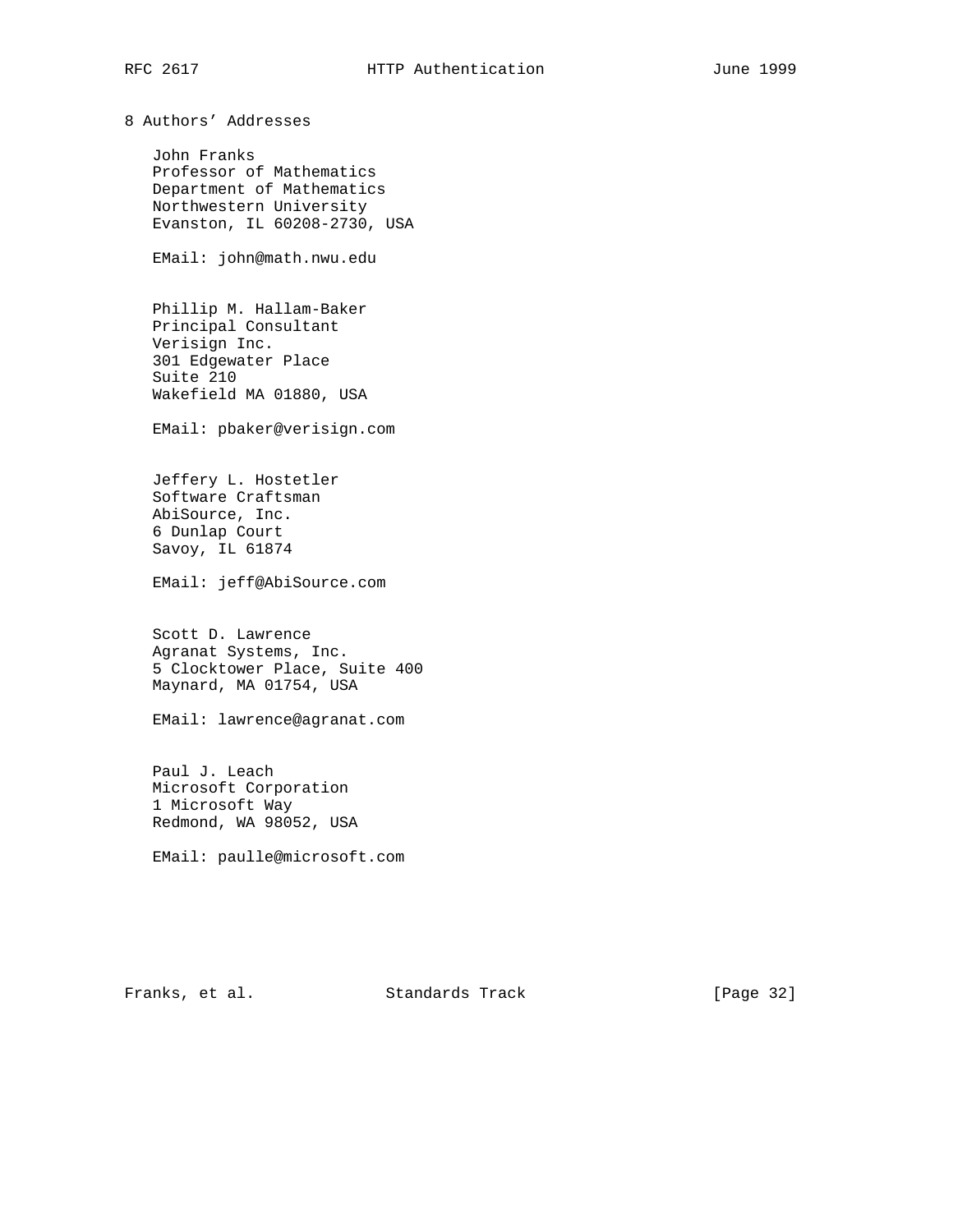# 8 Authors' Addresses

John Franks
Professor of Mathematics
Department of Mathematics
Northwestern University
Evanston, IL 60208-2730, USA

EMail: john@math.nwu.edu

Phillip M. Hallam-Baker
Principal Consultant
Verisign Inc.
301 Edgewater Place
Suite 210
Wakefield MA 01880, USA

EMail: pbaker@verisign.com

Jeffery L. Hostetler
Software Craftsman
AbiSource, Inc.
6 Dunlap Court
Savoy, IL 61874

EMail: jeff@AbiSource.com

Scott D. Lawrence
Agranat Systems, Inc.
5 Clocktower Place, Suite 400
Maynard, MA 01754, USA

EMail: lawrence@agranat.com

Paul J. Leach
Microsoft Corporation
1 Microsoft Way
Redmond, WA 98052, USA

EMail: paulle@microsoft.com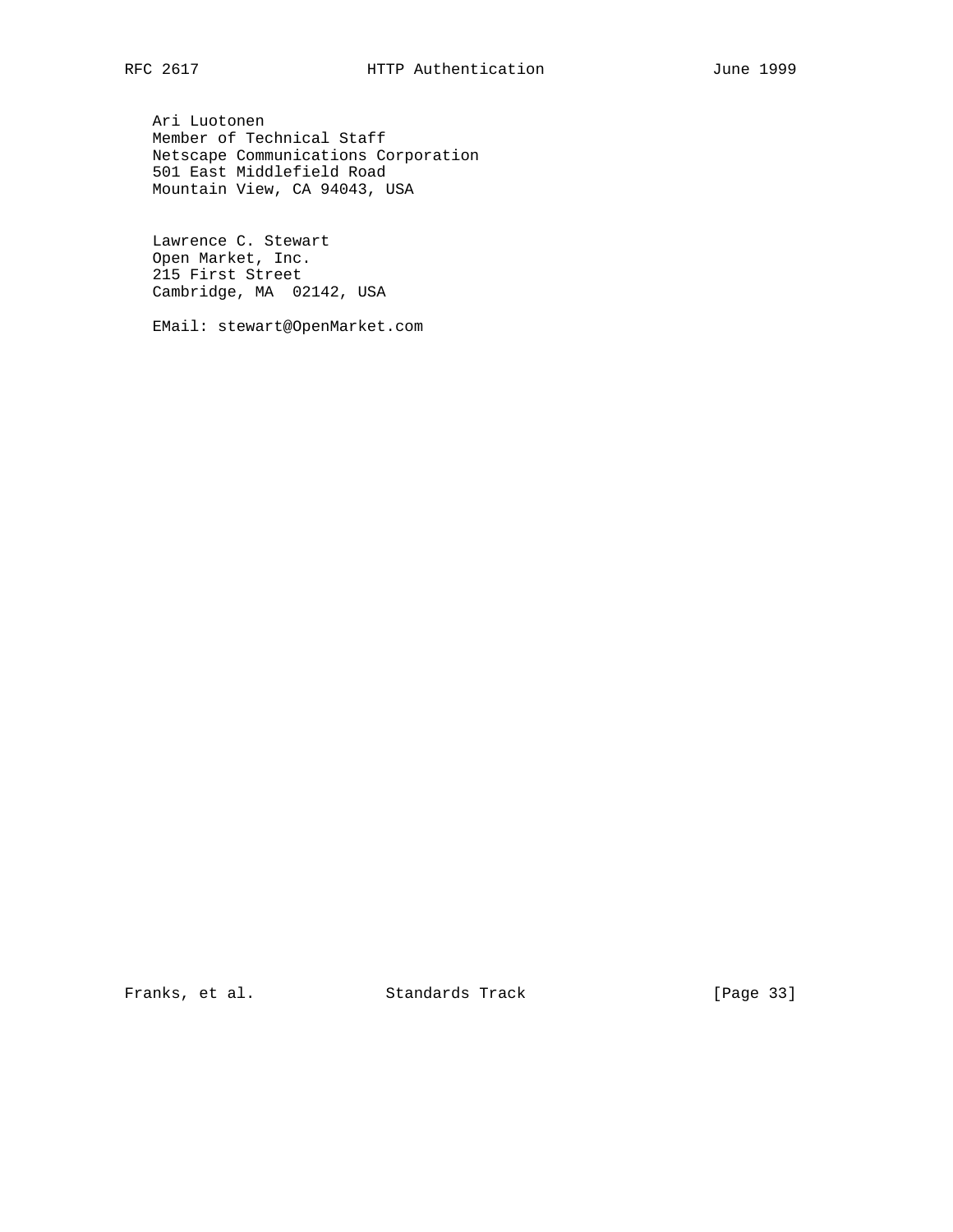Ari Luotonen
Member of Technical Staff
Netscape Communications Corporation
501 East Middlefield Road
Mountain View, CA 94043, USA

Lawrence C. Stewart
Open Market, Inc.
215 First Street
Cambridge, MA  02142, USA

EMail: stewart@OpenMarket.com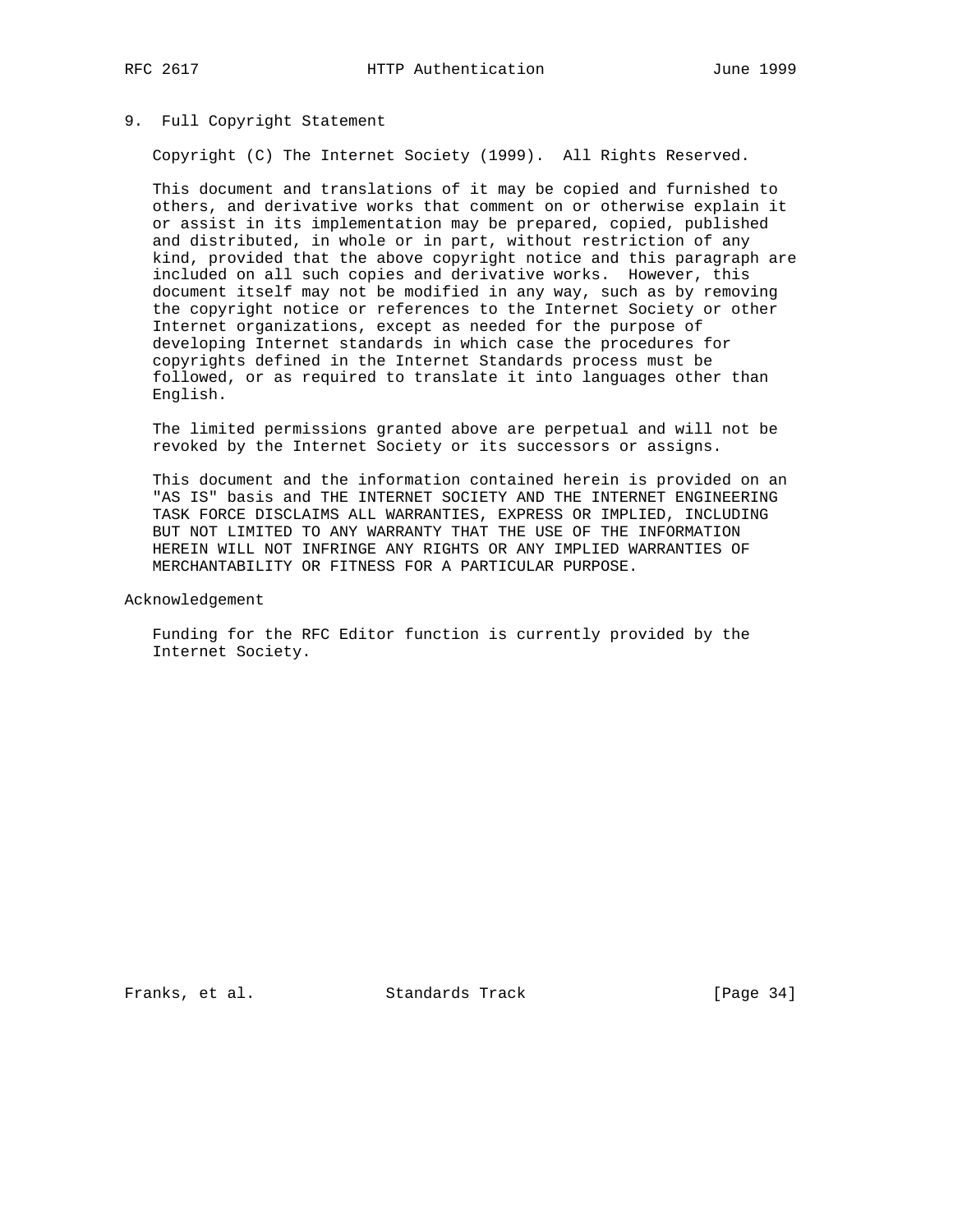## 9. Full Copyright Statement

Copyright (C) The Internet Society (1999). All Rights Reserved.

This document and translations of it may be copied and furnished to others, and derivative works that comment on or otherwise explain it or assist in its implementation may be prepared, copied, published and distributed, in whole or in part, without restriction of any kind, provided that the above copyright notice and this paragraph are included on all such copies and derivative works. However, this document itself may not be modified in any way, such as by removing the copyright notice or references to the Internet Society or other Internet organizations, except as needed for the purpose of developing Internet standards in which case the procedures for copyrights defined in the Internet Standards process must be followed, or as required to translate it into languages other than English.

The limited permissions granted above are perpetual and will not be revoked by the Internet Society or its successors or assigns.

This document and the information contained herein is provided on an "AS IS" basis and THE INTERNET SOCIETY AND THE INTERNET ENGINEERING TASK FORCE DISCLAIMS ALL WARRANTIES, EXPRESS OR IMPLIED, INCLUDING BUT NOT LIMITED TO ANY WARRANTY THAT THE USE OF THE INFORMATION HEREIN WILL NOT INFRINGE ANY RIGHTS OR ANY IMPLIED WARRANTIES OF MERCHANTABILITY OR FITNESS FOR A PARTICULAR PURPOSE.

## Acknowledgement

Funding for the RFC Editor function is currently provided by the Internet Society.